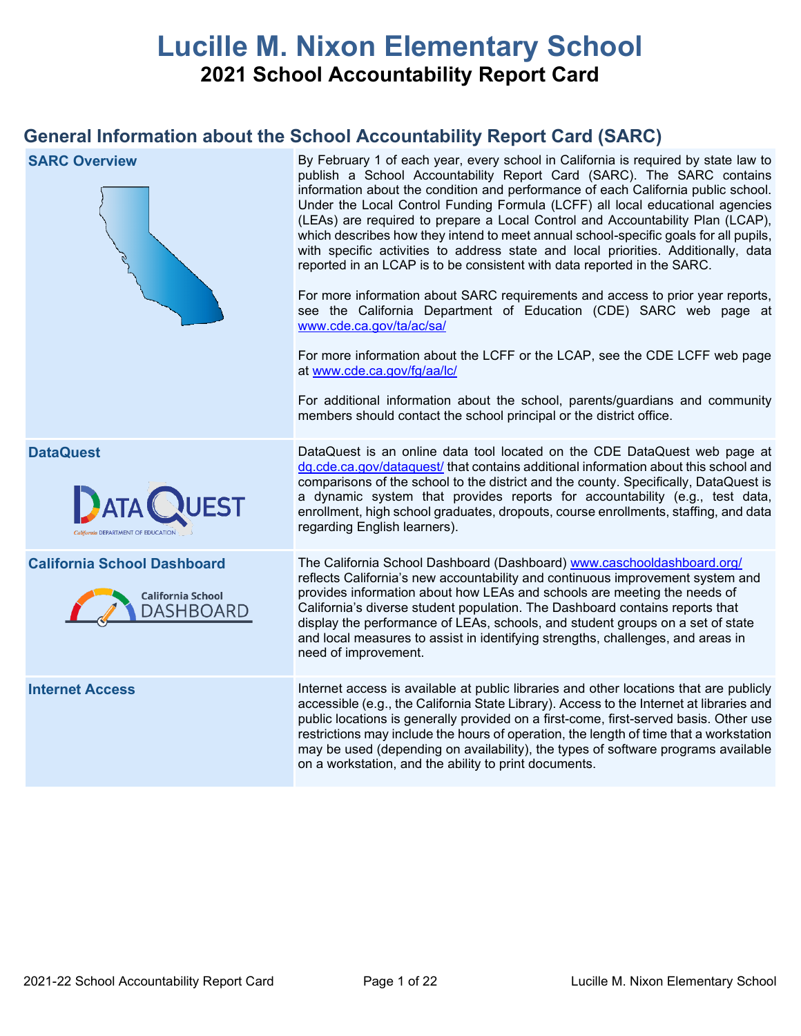# Lucille M. Nixon Elementary School

## 2021 School Accountability Report Card

## General Information about the School Accountability Report Card (SARC)

| | |
|---|---|
| **SARC Overview** | By February 1 of each year, every school in California is required by state law to publish a School Accountability Report Card (SARC). The SARC contains information about the condition and performance of each California public school. Under the Local Control Funding Formula (LCFF) all local educational agencies (LEAs) are required to prepare a Local Control and Accountability Plan (LCAP), which describes how they intend to meet annual school-specific goals for all pupils, with specific activities to address state and local priorities. Additionally, data reported in an LCAP is to be consistent with data reported in the SARC.<br><br>For more information about SARC requirements and access to prior year reports, see the California Department of Education (CDE) SARC web page at www.cde.ca.gov/ta/ac/sa/<br><br>For more information about the LCFF or the LCAP, see the CDE LCFF web page at www.cde.ca.gov/fg/aa/lc/<br><br>For additional information about the school, parents/guardians and community members should contact the school principal or the district office. |
| **DataQuest** | DataQuest is an online data tool located on the CDE DataQuest web page at dq.cde.ca.gov/dataquest/ that contains additional information about this school and comparisons of the school to the district and the county. Specifically, DataQuest is a dynamic system that provides reports for accountability (e.g., test data, enrollment, high school graduates, dropouts, course enrollments, staffing, and data regarding English learners). |
| **California School Dashboard** | The California School Dashboard (Dashboard) www.caschooldashboard.org/ reflects California's new accountability and continuous improvement system and provides information about how LEAs and schools are meeting the needs of California's diverse student population. The Dashboard contains reports that display the performance of LEAs, schools, and student groups on a set of state and local measures to assist in identifying strengths, challenges, and areas in need of improvement. |
| **Internet Access** | Internet access is available at public libraries and other locations that are publicly accessible (e.g., the California State Library). Access to the Internet at libraries and public locations is generally provided on a first-come, first-served basis. Other use restrictions may include the hours of operation, the length of time that a workstation may be used (depending on availability), the types of software programs available on a workstation, and the ability to print documents. |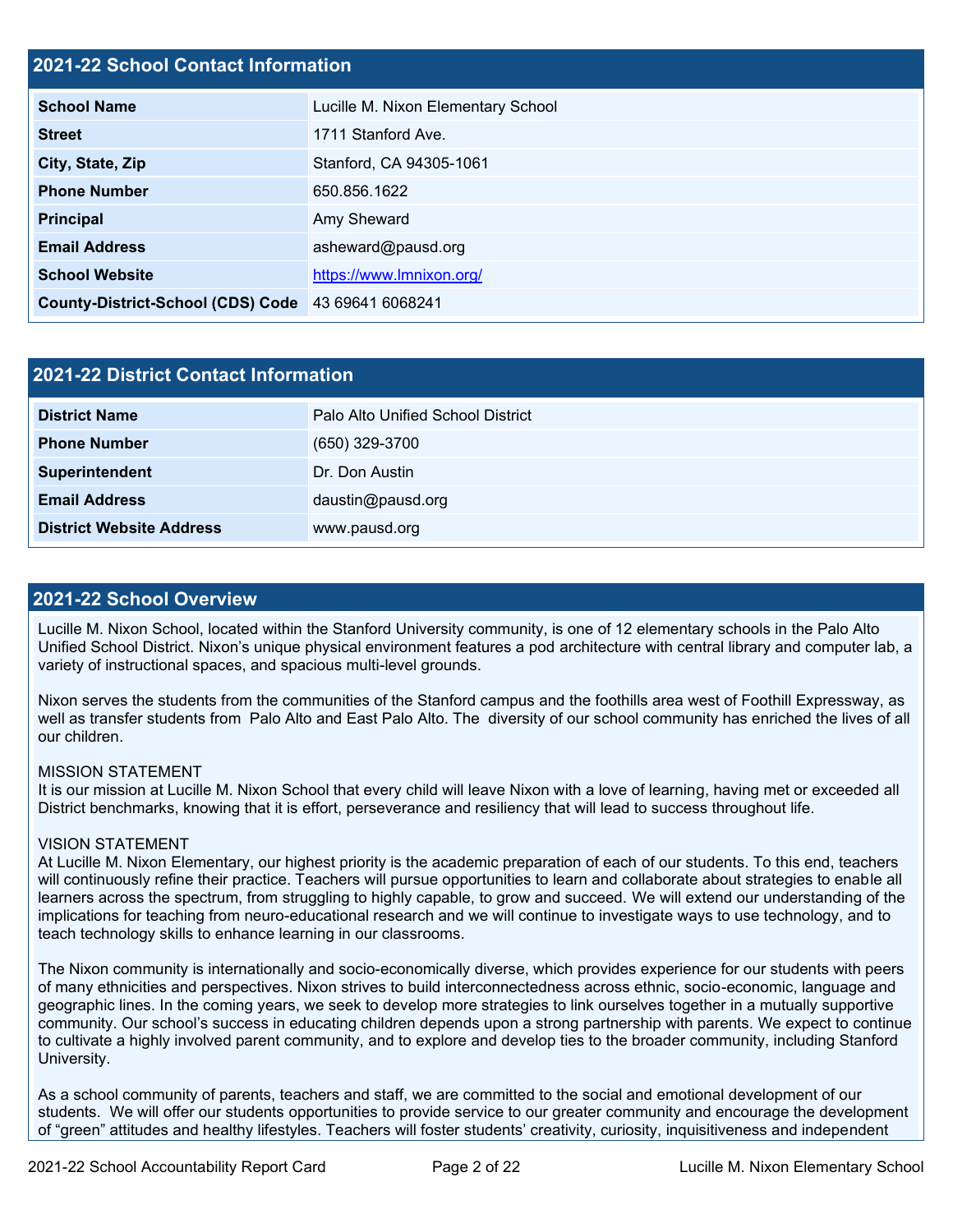## 2021-22 School Contact Information

| | |
|---|---|
| **School Name** | Lucille M. Nixon Elementary School |
| **Street** | 1711 Stanford Ave. |
| **City, State, Zip** | Stanford, CA 94305-1061 |
| **Phone Number** | 650.856.1622 |
| **Principal** | Amy Sheward |
| **Email Address** | asheward@pausd.org |
| **School Website** | https://www.lmnixon.org/ |
| **County-District-School (CDS) Code** | 43 69641 6068241 |

## 2021-22 District Contact Information

| | |
|---|---|
| **District Name** | Palo Alto Unified School District |
| **Phone Number** | (650) 329-3700 |
| **Superintendent** | Dr. Don Austin |
| **Email Address** | daustin@pausd.org |
| **District Website Address** | www.pausd.org |

## 2021-22 School Overview

Lucille M. Nixon School, located within the Stanford University community, is one of 12 elementary schools in the Palo Alto Unified School District. Nixon's unique physical environment features a pod architecture with central library and computer lab, a variety of instructional spaces, and spacious multi-level grounds.

Nixon serves the students from the communities of the Stanford campus and the foothills area west of Foothill Expressway, as well as transfer students from Palo Alto and East Palo Alto. The diversity of our school community has enriched the lives of all our children.

MISSION STATEMENT
It is our mission at Lucille M. Nixon School that every child will leave Nixon with a love of learning, having met or exceeded all District benchmarks, knowing that it is effort, perseverance and resiliency that will lead to success throughout life.

VISION STATEMENT
At Lucille M. Nixon Elementary, our highest priority is the academic preparation of each of our students. To this end, teachers will continuously refine their practice. Teachers will pursue opportunities to learn and collaborate about strategies to enable all learners across the spectrum, from struggling to highly capable, to grow and succeed. We will extend our understanding of the implications for teaching from neuro-educational research and we will continue to investigate ways to use technology, and to teach technology skills to enhance learning in our classrooms.

The Nixon community is internationally and socio-economically diverse, which provides experience for our students with peers of many ethnicities and perspectives. Nixon strives to build interconnectedness across ethnic, socio-economic, language and geographic lines. In the coming years, we seek to develop more strategies to link ourselves together in a mutually supportive community. Our school's success in educating children depends upon a strong partnership with parents. We expect to continue to cultivate a highly involved parent community, and to explore and develop ties to the broader community, including Stanford University.

As a school community of parents, teachers and staff, we are committed to the social and emotional development of our students. We will offer our students opportunities to provide service to our greater community and encourage the development of "green" attitudes and healthy lifestyles. Teachers will foster students' creativity, curiosity, inquisitiveness and independent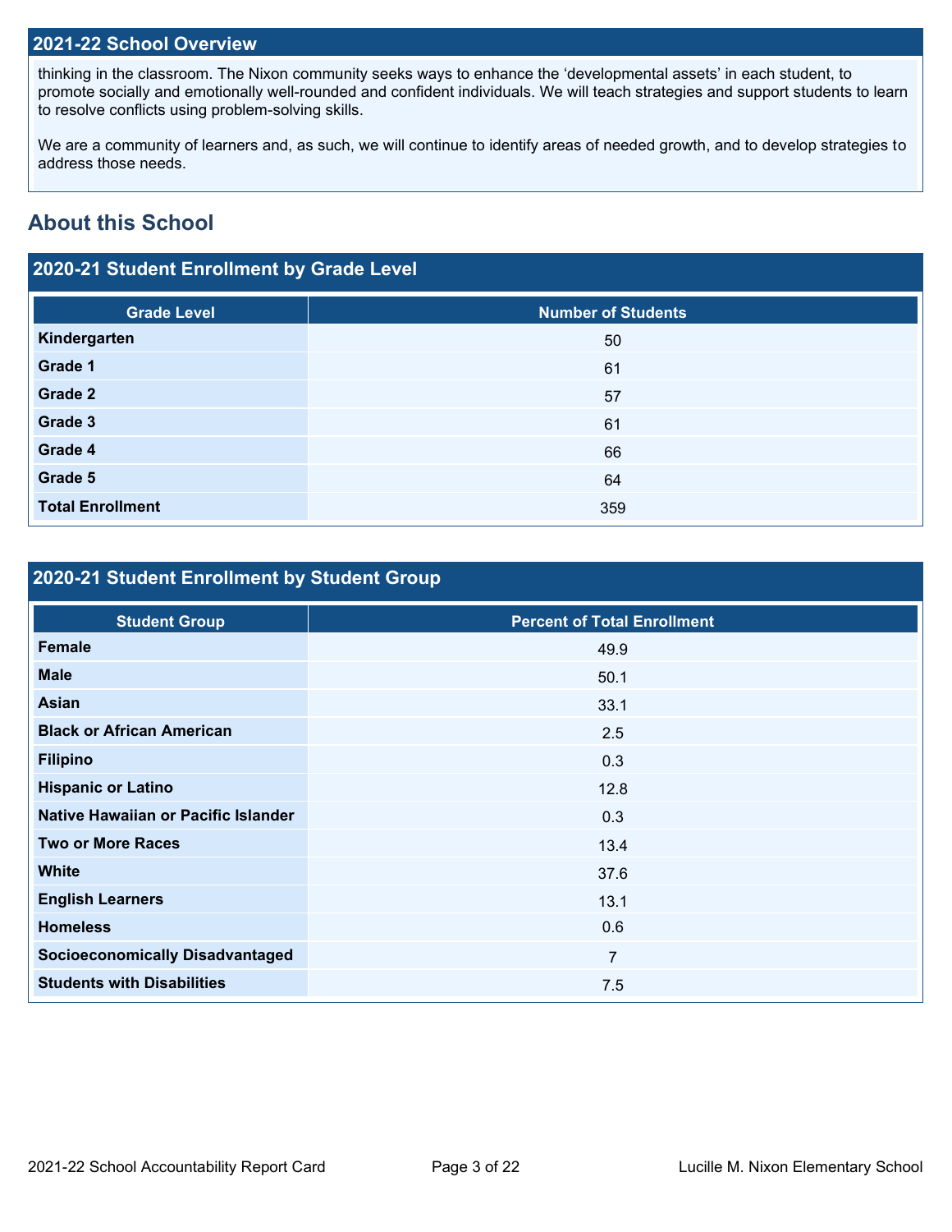## 2021-22 School Overview

thinking in the classroom. The Nixon community seeks ways to enhance the 'developmental assets' in each student, to promote socially and emotionally well-rounded and confident individuals. We will teach strategies and support students to learn to resolve conflicts using problem-solving skills.

We are a community of learners and, as such, we will continue to identify areas of needed growth, and to develop strategies to address those needs.

# About this School

## 2020-21 Student Enrollment by Grade Level

| Grade Level | Number of Students |
|---|---|
| **Kindergarten** | 50 |
| **Grade 1** | 61 |
| **Grade 2** | 57 |
| **Grade 3** | 61 |
| **Grade 4** | 66 |
| **Grade 5** | 64 |
| **Total Enrollment** | 359 |

## 2020-21 Student Enrollment by Student Group

| Student Group | Percent of Total Enrollment |
|---|---|
| **Female** | 49.9 |
| **Male** | 50.1 |
| **Asian** | 33.1 |
| **Black or African American** | 2.5 |
| **Filipino** | 0.3 |
| **Hispanic or Latino** | 12.8 |
| **Native Hawaiian or Pacific Islander** | 0.3 |
| **Two or More Races** | 13.4 |
| **White** | 37.6 |
| **English Learners** | 13.1 |
| **Homeless** | 0.6 |
| **Socioeconomically Disadvantaged** | 7 |
| **Students with Disabilities** | 7.5 |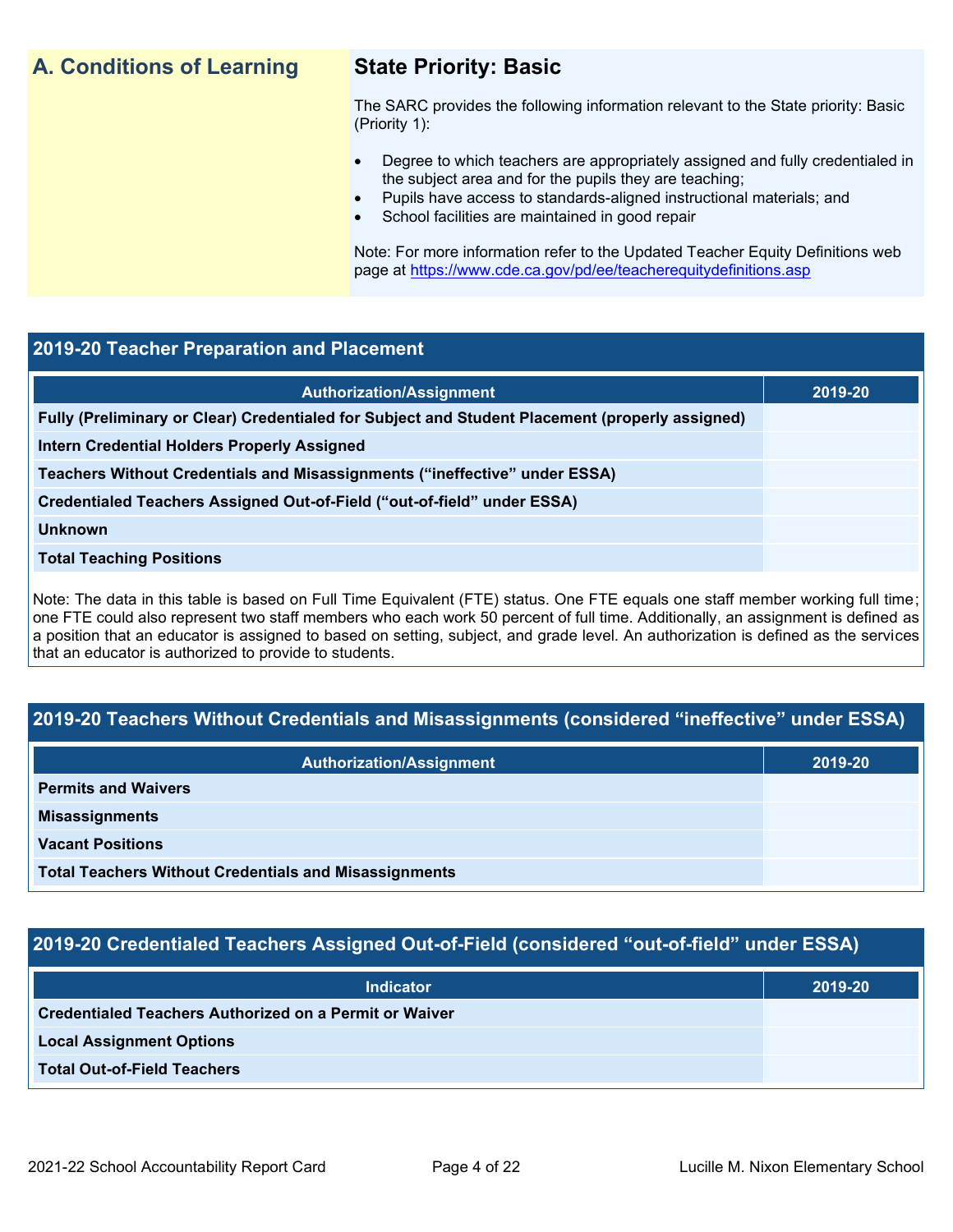## A. Conditions of Learning

### State Priority: Basic

The SARC provides the following information relevant to the State priority: Basic (Priority 1):

- Degree to which teachers are appropriately assigned and fully credentialed in the subject area and for the pupils they are teaching;
- Pupils have access to standards-aligned instructional materials; and
- School facilities are maintained in good repair

Note: For more information refer to the Updated Teacher Equity Definitions web page at https://www.cde.ca.gov/pd/ee/teacherequitydefinitions.asp

### 2019-20 Teacher Preparation and Placement

| Authorization/Assignment | 2019-20 |
|---|---|
| Fully (Preliminary or Clear) Credentialed for Subject and Student Placement (properly assigned) | |
| Intern Credential Holders Properly Assigned | |
| Teachers Without Credentials and Misassignments ("ineffective" under ESSA) | |
| Credentialed Teachers Assigned Out-of-Field ("out-of-field" under ESSA) | |
| Unknown | |
| Total Teaching Positions | |

Note: The data in this table is based on Full Time Equivalent (FTE) status. One FTE equals one staff member working full time; one FTE could also represent two staff members who each work 50 percent of full time. Additionally, an assignment is defined as a position that an educator is assigned to based on setting, subject, and grade level. An authorization is defined as the services that an educator is authorized to provide to students.

### 2019-20 Teachers Without Credentials and Misassignments (considered "ineffective" under ESSA)

| Authorization/Assignment | 2019-20 |
|---|---|
| Permits and Waivers | |
| Misassignments | |
| Vacant Positions | |
| Total Teachers Without Credentials and Misassignments | |

### 2019-20 Credentialed Teachers Assigned Out-of-Field (considered "out-of-field" under ESSA)

| Indicator | 2019-20 |
|---|---|
| Credentialed Teachers Authorized on a Permit or Waiver | |
| Local Assignment Options | |
| Total Out-of-Field Teachers | |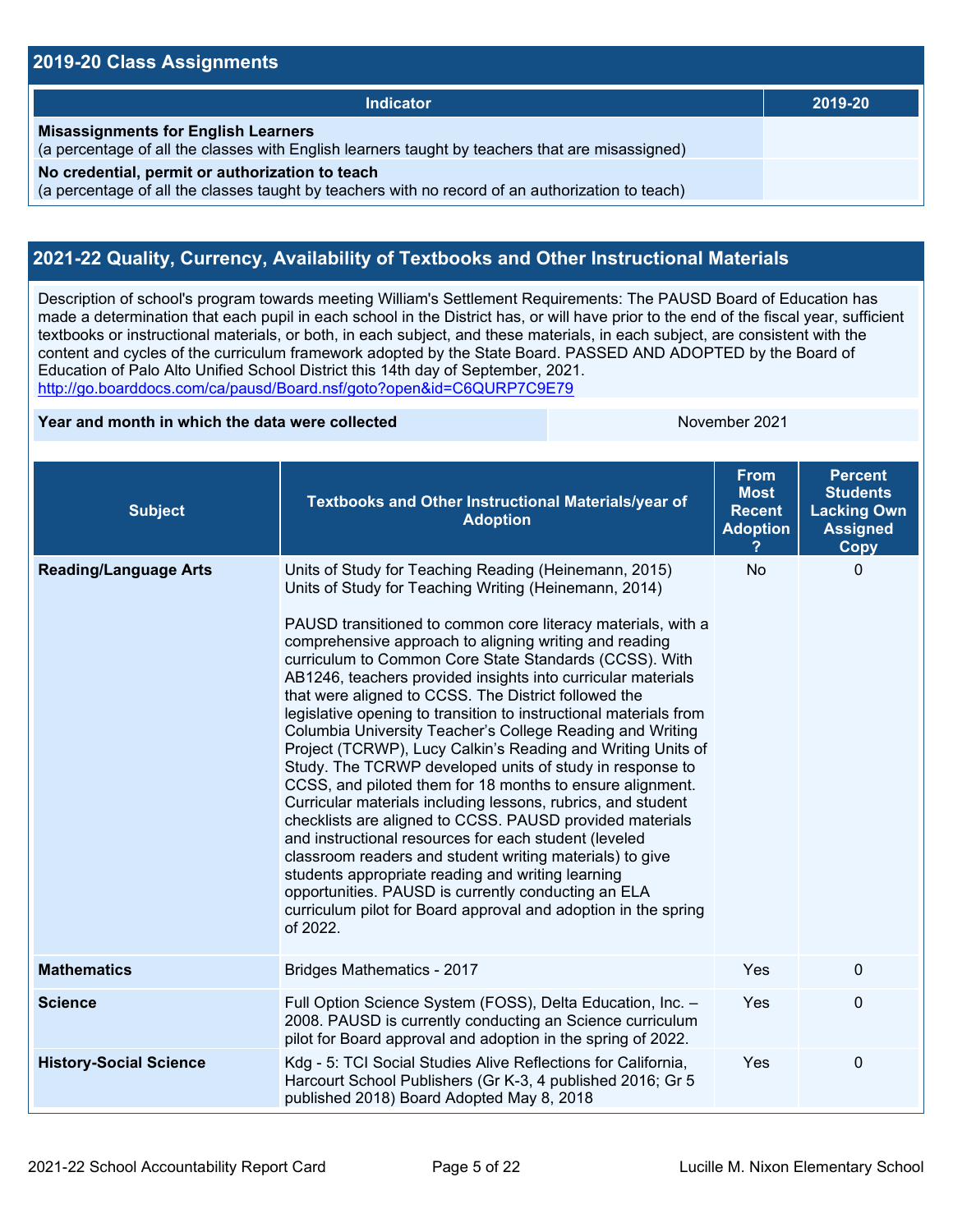## 2019-20 Class Assignments

| Indicator | 2019-20 |
|---|---|
| **Misassignments for English Learners**<br>(a percentage of all the classes with English learners taught by teachers that are misassigned) | |
| **No credential, permit or authorization to teach**<br>(a percentage of all the classes taught by teachers with no record of an authorization to teach) | |

## 2021-22 Quality, Currency, Availability of Textbooks and Other Instructional Materials

Description of school's program towards meeting William's Settlement Requirements: The PAUSD Board of Education has made a determination that each pupil in each school in the District has, or will have prior to the end of the fiscal year, sufficient textbooks or instructional materials, or both, in each subject, and these materials, in each subject, are consistent with the content and cycles of the curriculum framework adopted by the State Board. PASSED AND ADOPTED by the Board of Education of Palo Alto Unified School District this 14th day of September, 2021.
http://go.boarddocs.com/ca/pausd/Board.nsf/goto?open&id=C6QURP7C9E79

| **Year and month in which the data were collected** | November 2021 |
|---|---|

| Subject | Textbooks and Other Instructional Materials/year of Adoption | From Most Recent Adoption ? | Percent Students Lacking Own Assigned Copy |
|---|---|---|---|
| **Reading/Language Arts** | Units of Study for Teaching Reading (Heinemann, 2015)<br>Units of Study for Teaching Writing (Heinemann, 2014)<br><br>PAUSD transitioned to common core literacy materials, with a comprehensive approach to aligning writing and reading curriculum to Common Core State Standards (CCSS). With AB1246, teachers provided insights into curricular materials that were aligned to CCSS. The District followed the legislative opening to transition to instructional materials from Columbia University Teacher's College Reading and Writing Project (TCRWP), Lucy Calkin's Reading and Writing Units of Study. The TCRWP developed units of study in response to CCSS, and piloted them for 18 months to ensure alignment. Curricular materials including lessons, rubrics, and student checklists are aligned to CCSS. PAUSD provided materials and instructional resources for each student (leveled classroom readers and student writing materials) to give students appropriate reading and writing learning opportunities. PAUSD is currently conducting an ELA curriculum pilot for Board approval and adoption in the spring of 2022. | No | 0 |
| **Mathematics** | Bridges Mathematics - 2017 | Yes | 0 |
| **Science** | Full Option Science System (FOSS), Delta Education, Inc. – 2008. PAUSD is currently conducting an Science curriculum pilot for Board approval and adoption in the spring of 2022. | Yes | 0 |
| **History-Social Science** | Kdg - 5: TCI Social Studies Alive Reflections for California, Harcourt School Publishers (Gr K-3, 4 published 2016; Gr 5 published 2018) Board Adopted May 8, 2018 | Yes | 0 |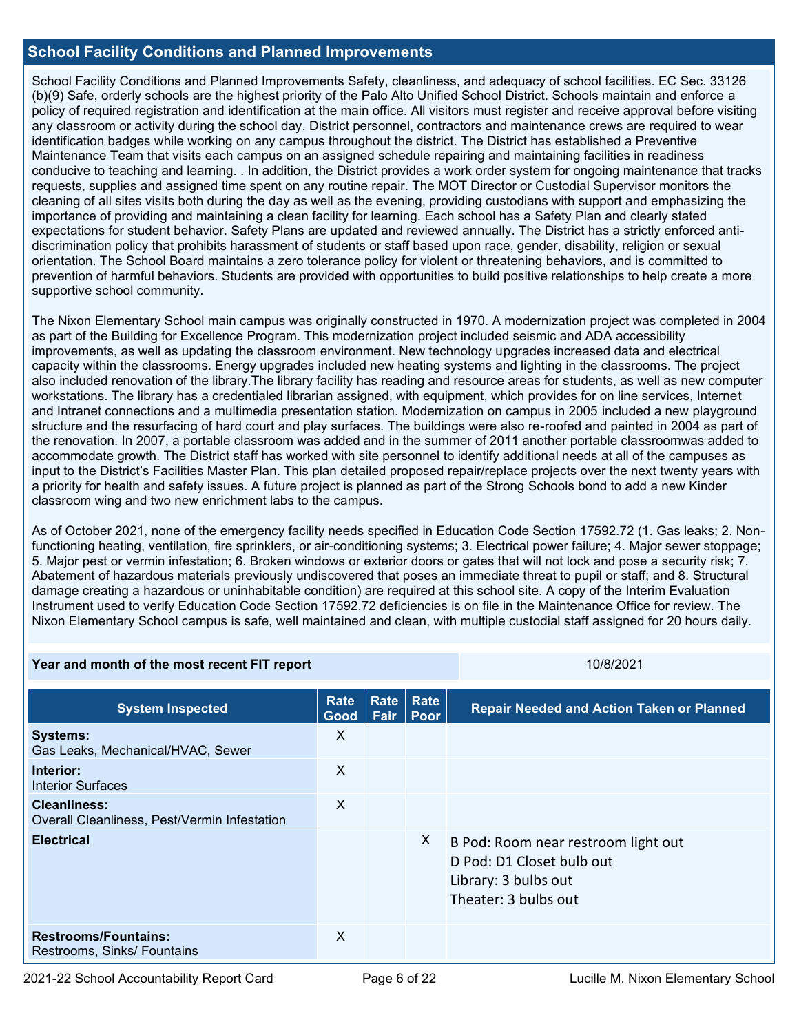## School Facility Conditions and Planned Improvements

School Facility Conditions and Planned Improvements Safety, cleanliness, and adequacy of school facilities. EC Sec. 33126 (b)(9) Safe, orderly schools are the highest priority of the Palo Alto Unified School District. Schools maintain and enforce a policy of required registration and identification at the main office. All visitors must register and receive approval before visiting any classroom or activity during the school day. District personnel, contractors and maintenance crews are required to wear identification badges while working on any campus throughout the district. The District has established a Preventive Maintenance Team that visits each campus on an assigned schedule repairing and maintaining facilities in readiness conducive to teaching and learning. . In addition, the District provides a work order system for ongoing maintenance that tracks requests, supplies and assigned time spent on any routine repair. The MOT Director or Custodial Supervisor monitors the cleaning of all sites visits both during the day as well as the evening, providing custodians with support and emphasizing the importance of providing and maintaining a clean facility for learning. Each school has a Safety Plan and clearly stated expectations for student behavior. Safety Plans are updated and reviewed annually. The District has a strictly enforced anti-discrimination policy that prohibits harassment of students or staff based upon race, gender, disability, religion or sexual orientation. The School Board maintains a zero tolerance policy for violent or threatening behaviors, and is committed to prevention of harmful behaviors. Students are provided with opportunities to build positive relationships to help create a more supportive school community.

The Nixon Elementary School main campus was originally constructed in 1970. A modernization project was completed in 2004 as part of the Building for Excellence Program. This modernization project included seismic and ADA accessibility improvements, as well as updating the classroom environment. New technology upgrades increased data and electrical capacity within the classrooms. Energy upgrades included new heating systems and lighting in the classrooms. The project also included renovation of the library.The library facility has reading and resource areas for students, as well as new computer workstations. The library has a credentialed librarian assigned, with equipment, which provides for on line services, Internet and Intranet connections and a multimedia presentation station. Modernization on campus in 2005 included a new playground structure and the resurfacing of hard court and play surfaces. The buildings were also re-roofed and painted in 2004 as part of the renovation. In 2007, a portable classroom was added and in the summer of 2011 another portable classroomwas added to accommodate growth. The District staff has worked with site personnel to identify additional needs at all of the campuses as input to the District's Facilities Master Plan. This plan detailed proposed repair/replace projects over the next twenty years with a priority for health and safety issues. A future project is planned as part of the Strong Schools bond to add a new Kinder classroom wing and two new enrichment labs to the campus.

As of October 2021, none of the emergency facility needs specified in Education Code Section 17592.72 (1. Gas leaks; 2. Non-functioning heating, ventilation, fire sprinklers, or air-conditioning systems; 3. Electrical power failure; 4. Major sewer stoppage; 5. Major pest or vermin infestation; 6. Broken windows or exterior doors or gates that will not lock and pose a security risk; 7. Abatement of hazardous materials previously undiscovered that poses an immediate threat to pupil or staff; and 8. Structural damage creating a hazardous or uninhabitable condition) are required at this school site. A copy of the Interim Evaluation Instrument used to verify Education Code Section 17592.72 deficiencies is on file in the Maintenance Office for review. The Nixon Elementary School campus is safe, well maintained and clean, with multiple custodial staff assigned for 20 hours daily.

| Year and month of the most recent FIT report | 10/8/2021 |
|---|---|

| System Inspected | Rate Good | Rate Fair | Rate Poor | Repair Needed and Action Taken or Planned |
|---|---|---|---|---|
| **Systems:** Gas Leaks, Mechanical/HVAC, Sewer | X | | | |
| **Interior:** Interior Surfaces | X | | | |
| **Cleanliness:** Overall Cleanliness, Pest/Vermin Infestation | X | | | |
| **Electrical** | | | X | B Pod: Room near restroom light out<br>D Pod: D1 Closet bulb out<br>Library: 3 bulbs out<br>Theater: 3 bulbs out |
| **Restrooms/Fountains:** Restrooms, Sinks/ Fountains | X | | | |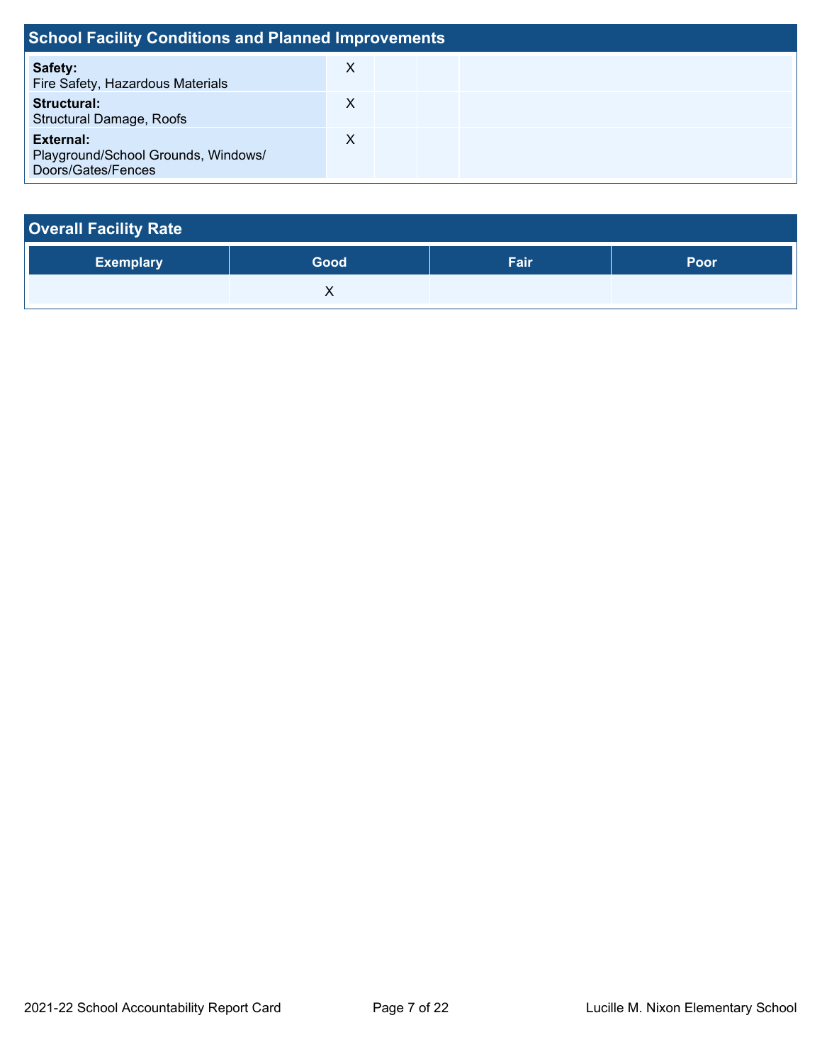## School Facility Conditions and Planned Improvements

| System Inspected | Good | Fair | Poor | Repair Needed and Action Taken or Planned |
|---|---|---|---|---|
| **Safety:** Fire Safety, Hazardous Materials | X | | | |
| **Structural:** Structural Damage, Roofs | X | | | |
| **External:** Playground/School Grounds, Windows/ Doors/Gates/Fences | X | | | |

## Overall Facility Rate

| Exemplary | Good | Fair | Poor |
|---|---|---|---|
| | X | | |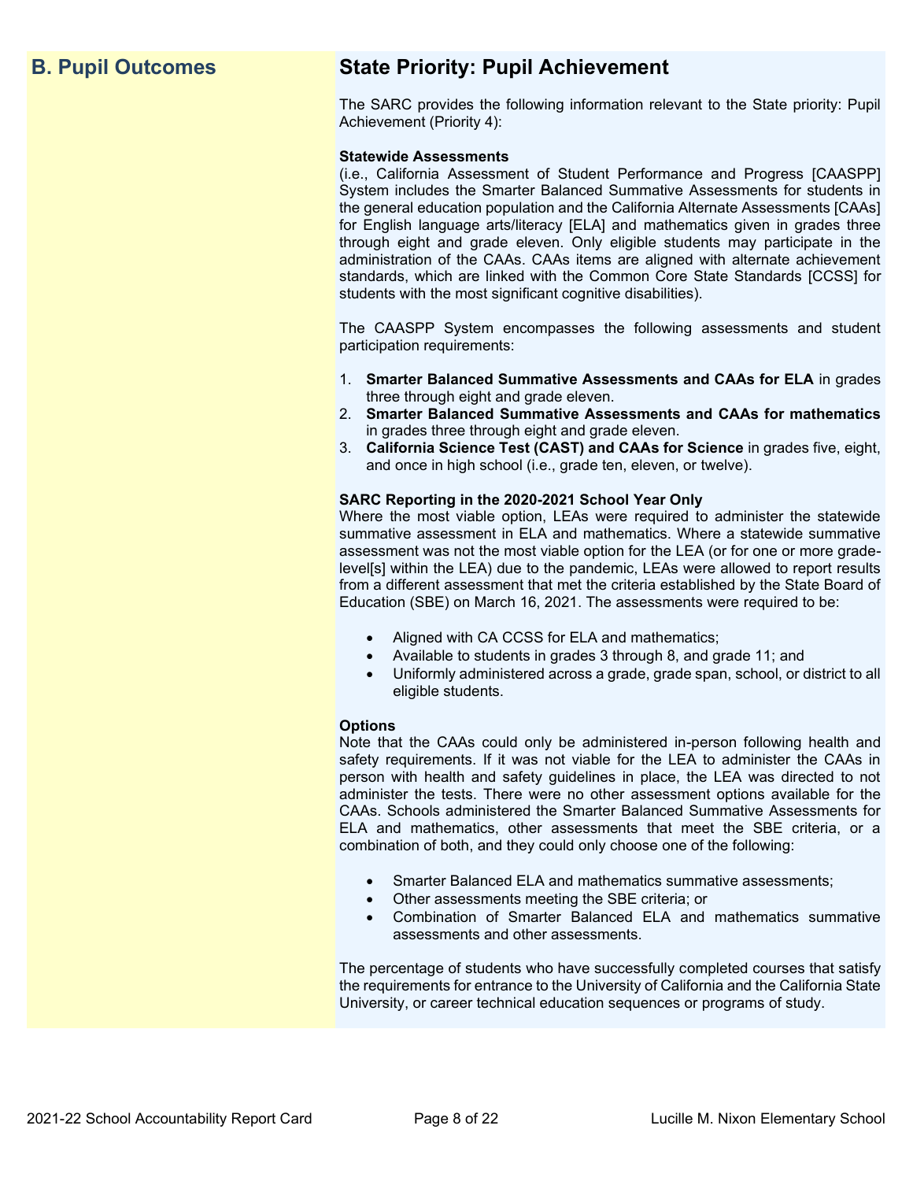## B. Pupil Outcomes

## State Priority: Pupil Achievement

The SARC provides the following information relevant to the State priority: Pupil Achievement (Priority 4):

**Statewide Assessments**
(i.e., California Assessment of Student Performance and Progress [CAASPP] System includes the Smarter Balanced Summative Assessments for students in the general education population and the California Alternate Assessments [CAAs] for English language arts/literacy [ELA] and mathematics given in grades three through eight and grade eleven. Only eligible students may participate in the administration of the CAAs. CAAs items are aligned with alternate achievement standards, which are linked with the Common Core State Standards [CCSS] for students with the most significant cognitive disabilities).

The CAASPP System encompasses the following assessments and student participation requirements:

1. **Smarter Balanced Summative Assessments and CAAs for ELA** in grades three through eight and grade eleven.
2. **Smarter Balanced Summative Assessments and CAAs for mathematics** in grades three through eight and grade eleven.
3. **California Science Test (CAST) and CAAs for Science** in grades five, eight, and once in high school (i.e., grade ten, eleven, or twelve).

**SARC Reporting in the 2020-2021 School Year Only**
Where the most viable option, LEAs were required to administer the statewide summative assessment in ELA and mathematics. Where a statewide summative assessment was not the most viable option for the LEA (or for one or more grade-level[s] within the LEA) due to the pandemic, LEAs were allowed to report results from a different assessment that met the criteria established by the State Board of Education (SBE) on March 16, 2021. The assessments were required to be:

- Aligned with CA CCSS for ELA and mathematics;
- Available to students in grades 3 through 8, and grade 11; and
- Uniformly administered across a grade, grade span, school, or district to all eligible students.

**Options**
Note that the CAAs could only be administered in-person following health and safety requirements. If it was not viable for the LEA to administer the CAAs in person with health and safety guidelines in place, the LEA was directed to not administer the tests. There were no other assessment options available for the CAAs. Schools administered the Smarter Balanced Summative Assessments for ELA and mathematics, other assessments that meet the SBE criteria, or a combination of both, and they could only choose one of the following:

- Smarter Balanced ELA and mathematics summative assessments;
- Other assessments meeting the SBE criteria; or
- Combination of Smarter Balanced ELA and mathematics summative assessments and other assessments.

The percentage of students who have successfully completed courses that satisfy the requirements for entrance to the University of California and the California State University, or career technical education sequences or programs of study.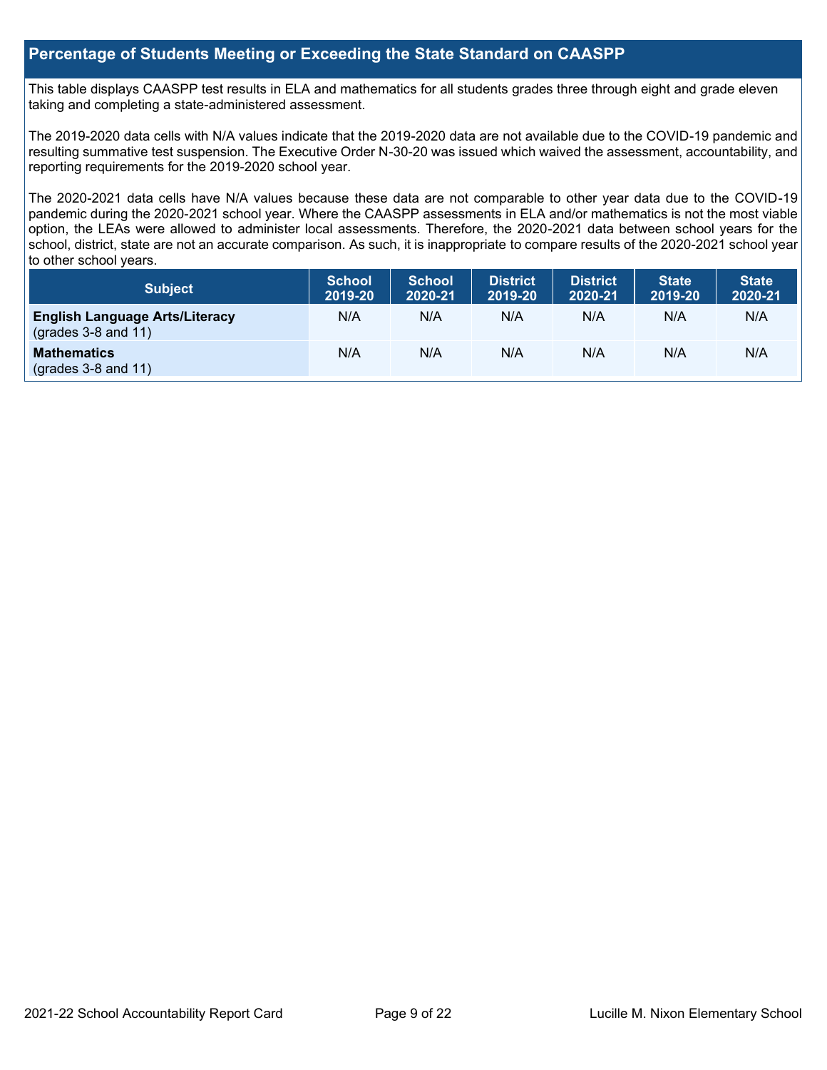## Percentage of Students Meeting or Exceeding the State Standard on CAASPP

This table displays CAASPP test results in ELA and mathematics for all students grades three through eight and grade eleven taking and completing a state-administered assessment.

The 2019-2020 data cells with N/A values indicate that the 2019-2020 data are not available due to the COVID-19 pandemic and resulting summative test suspension. The Executive Order N-30-20 was issued which waived the assessment, accountability, and reporting requirements for the 2019-2020 school year.

The 2020-2021 data cells have N/A values because these data are not comparable to other year data due to the COVID-19 pandemic during the 2020-2021 school year. Where the CAASPP assessments in ELA and/or mathematics is not the most viable option, the LEAs were allowed to administer local assessments. Therefore, the 2020-2021 data between school years for the school, district, state are not an accurate comparison. As such, it is inappropriate to compare results of the 2020-2021 school year to other school years.

| Subject | School 2019-20 | School 2020-21 | District 2019-20 | District 2020-21 | State 2019-20 | State 2020-21 |
|---|---|---|---|---|---|---|
| **English Language Arts/Literacy** (grades 3-8 and 11) | N/A | N/A | N/A | N/A | N/A | N/A |
| **Mathematics** (grades 3-8 and 11) | N/A | N/A | N/A | N/A | N/A | N/A |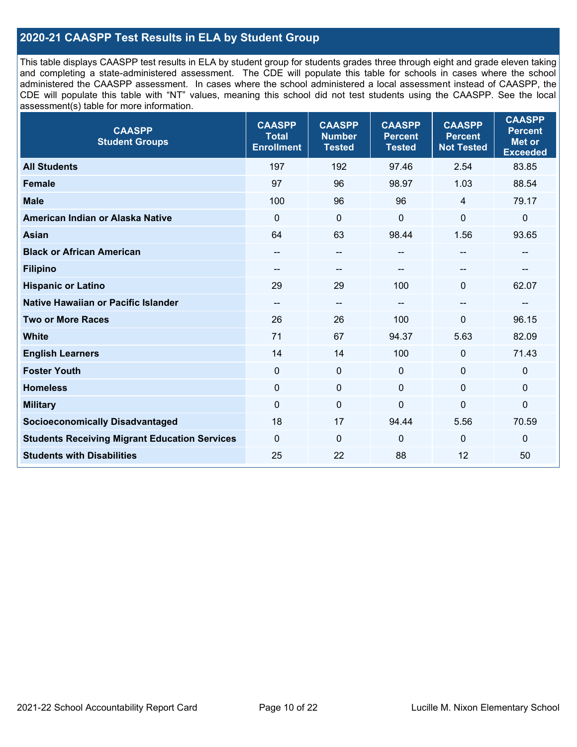## 2020-21 CAASPP Test Results in ELA by Student Group

This table displays CAASPP test results in ELA by student group for students grades three through eight and grade eleven taking and completing a state-administered assessment. The CDE will populate this table for schools in cases where the school administered the CAASPP assessment. In cases where the school administered a local assessment instead of CAASPP, the CDE will populate this table with "NT" values, meaning this school did not test students using the CAASPP. See the local assessment(s) table for more information.

| CAASPP Student Groups | CAASPP Total Enrollment | CAASPP Number Tested | CAASPP Percent Tested | CAASPP Percent Not Tested | CAASPP Percent Met or Exceeded |
|---|---|---|---|---|---|
| **All Students** | 197 | 192 | 97.46 | 2.54 | 83.85 |
| **Female** | 97 | 96 | 98.97 | 1.03 | 88.54 |
| **Male** | 100 | 96 | 96 | 4 | 79.17 |
| **American Indian or Alaska Native** | 0 | 0 | 0 | 0 | 0 |
| **Asian** | 64 | 63 | 98.44 | 1.56 | 93.65 |
| **Black or African American** | -- | -- | -- | -- | -- |
| **Filipino** | -- | -- | -- | -- | -- |
| **Hispanic or Latino** | 29 | 29 | 100 | 0 | 62.07 |
| **Native Hawaiian or Pacific Islander** | -- | -- | -- | -- | -- |
| **Two or More Races** | 26 | 26 | 100 | 0 | 96.15 |
| **White** | 71 | 67 | 94.37 | 5.63 | 82.09 |
| **English Learners** | 14 | 14 | 100 | 0 | 71.43 |
| **Foster Youth** | 0 | 0 | 0 | 0 | 0 |
| **Homeless** | 0 | 0 | 0 | 0 | 0 |
| **Military** | 0 | 0 | 0 | 0 | 0 |
| **Socioeconomically Disadvantaged** | 18 | 17 | 94.44 | 5.56 | 70.59 |
| **Students Receiving Migrant Education Services** | 0 | 0 | 0 | 0 | 0 |
| **Students with Disabilities** | 25 | 22 | 88 | 12 | 50 |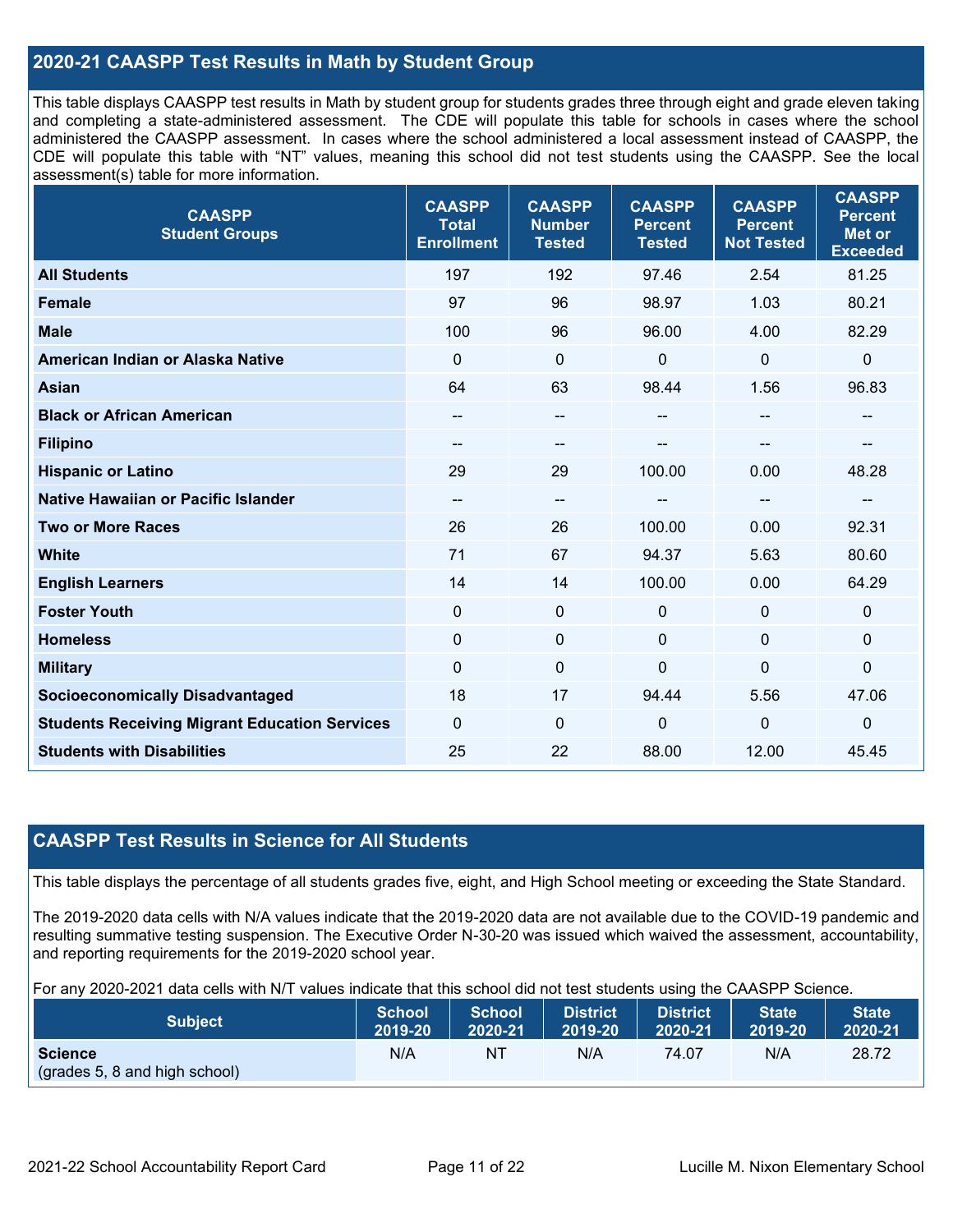## 2020-21 CAASPP Test Results in Math by Student Group

This table displays CAASPP test results in Math by student group for students grades three through eight and grade eleven taking and completing a state-administered assessment. The CDE will populate this table for schools in cases where the school administered the CAASPP assessment. In cases where the school administered a local assessment instead of CAASPP, the CDE will populate this table with "NT" values, meaning this school did not test students using the CAASPP. See the local assessment(s) table for more information.

| CAASPP Student Groups | CAASPP Total Enrollment | CAASPP Number Tested | CAASPP Percent Tested | CAASPP Percent Not Tested | CAASPP Percent Met or Exceeded |
|---|---|---|---|---|---|
| **All Students** | 197 | 192 | 97.46 | 2.54 | 81.25 |
| **Female** | 97 | 96 | 98.97 | 1.03 | 80.21 |
| **Male** | 100 | 96 | 96.00 | 4.00 | 82.29 |
| **American Indian or Alaska Native** | 0 | 0 | 0 | 0 | 0 |
| **Asian** | 64 | 63 | 98.44 | 1.56 | 96.83 |
| **Black or African American** | -- | -- | -- | -- | -- |
| **Filipino** | -- | -- | -- | -- | -- |
| **Hispanic or Latino** | 29 | 29 | 100.00 | 0.00 | 48.28 |
| **Native Hawaiian or Pacific Islander** | -- | -- | -- | -- | -- |
| **Two or More Races** | 26 | 26 | 100.00 | 0.00 | 92.31 |
| **White** | 71 | 67 | 94.37 | 5.63 | 80.60 |
| **English Learners** | 14 | 14 | 100.00 | 0.00 | 64.29 |
| **Foster Youth** | 0 | 0 | 0 | 0 | 0 |
| **Homeless** | 0 | 0 | 0 | 0 | 0 |
| **Military** | 0 | 0 | 0 | 0 | 0 |
| **Socioeconomically Disadvantaged** | 18 | 17 | 94.44 | 5.56 | 47.06 |
| **Students Receiving Migrant Education Services** | 0 | 0 | 0 | 0 | 0 |
| **Students with Disabilities** | 25 | 22 | 88.00 | 12.00 | 45.45 |

## CAASPP Test Results in Science for All Students

This table displays the percentage of all students grades five, eight, and High School meeting or exceeding the State Standard.

The 2019-2020 data cells with N/A values indicate that the 2019-2020 data are not available due to the COVID-19 pandemic and resulting summative testing suspension. The Executive Order N-30-20 was issued which waived the assessment, accountability, and reporting requirements for the 2019-2020 school year.

For any 2020-2021 data cells with N/T values indicate that this school did not test students using the CAASPP Science.

| Subject | School 2019-20 | School 2020-21 | District 2019-20 | District 2020-21 | State 2019-20 | State 2020-21 |
|---|---|---|---|---|---|---|
| **Science** (grades 5, 8 and high school) | N/A | NT | N/A | 74.07 | N/A | 28.72 |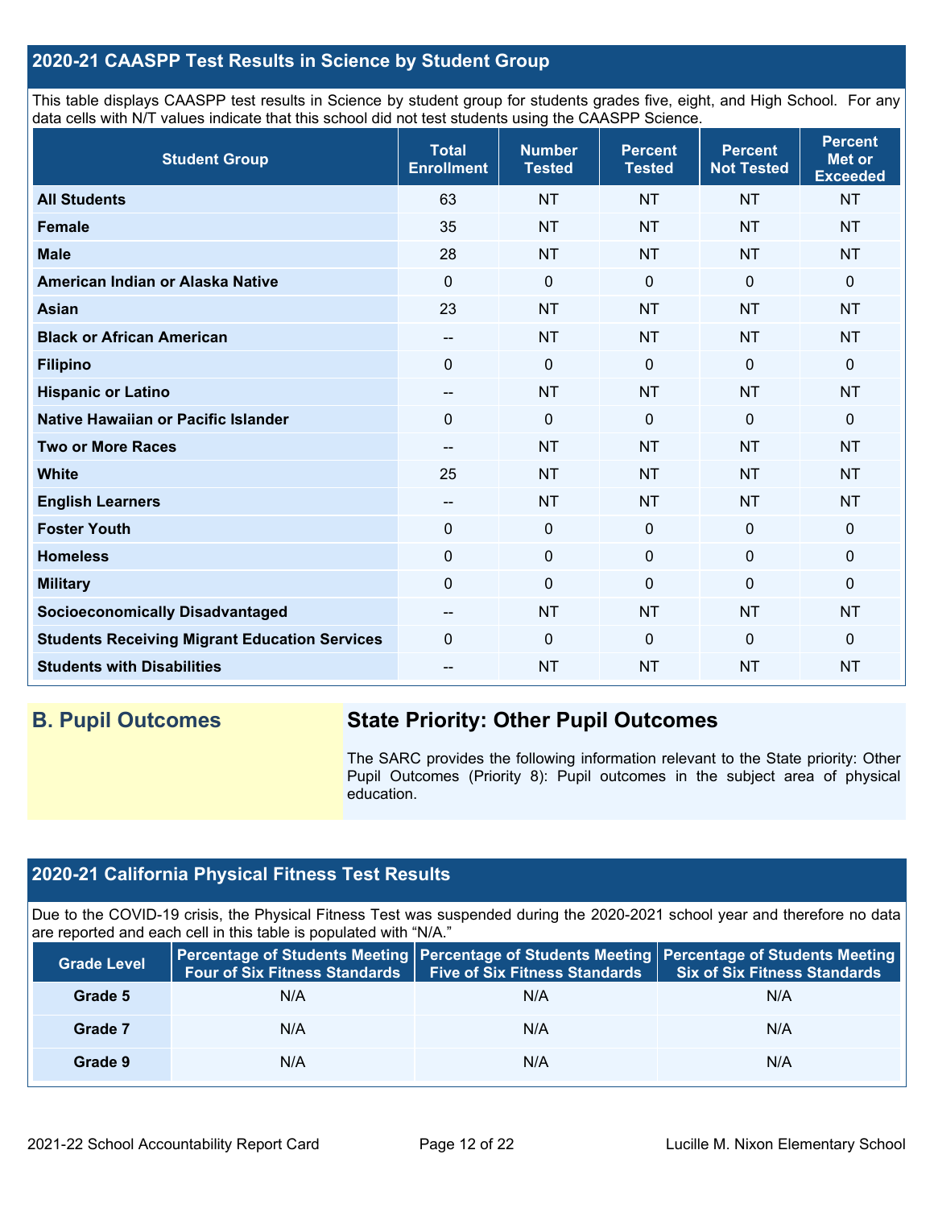## 2020-21 CAASPP Test Results in Science by Student Group

This table displays CAASPP test results in Science by student group for students grades five, eight, and High School. For any data cells with N/T values indicate that this school did not test students using the CAASPP Science.

| Student Group | Total Enrollment | Number Tested | Percent Tested | Percent Not Tested | Percent Met or Exceeded |
|---|---|---|---|---|---|
| **All Students** | 63 | NT | NT | NT | NT |
| **Female** | 35 | NT | NT | NT | NT |
| **Male** | 28 | NT | NT | NT | NT |
| **American Indian or Alaska Native** | 0 | 0 | 0 | 0 | 0 |
| **Asian** | 23 | NT | NT | NT | NT |
| **Black or African American** | -- | NT | NT | NT | NT |
| **Filipino** | 0 | 0 | 0 | 0 | 0 |
| **Hispanic or Latino** | -- | NT | NT | NT | NT |
| **Native Hawaiian or Pacific Islander** | 0 | 0 | 0 | 0 | 0 |
| **Two or More Races** | -- | NT | NT | NT | NT |
| **White** | 25 | NT | NT | NT | NT |
| **English Learners** | -- | NT | NT | NT | NT |
| **Foster Youth** | 0 | 0 | 0 | 0 | 0 |
| **Homeless** | 0 | 0 | 0 | 0 | 0 |
| **Military** | 0 | 0 | 0 | 0 | 0 |
| **Socioeconomically Disadvantaged** | -- | NT | NT | NT | NT |
| **Students Receiving Migrant Education Services** | 0 | 0 | 0 | 0 | 0 |
| **Students with Disabilities** | -- | NT | NT | NT | NT |

## B. Pupil Outcomes

### State Priority: Other Pupil Outcomes

The SARC provides the following information relevant to the State priority: Other Pupil Outcomes (Priority 8): Pupil outcomes in the subject area of physical education.

## 2020-21 California Physical Fitness Test Results

Due to the COVID-19 crisis, the Physical Fitness Test was suspended during the 2020-2021 school year and therefore no data are reported and each cell in this table is populated with "N/A."

| Grade Level | Percentage of Students Meeting Four of Six Fitness Standards | Percentage of Students Meeting Five of Six Fitness Standards | Percentage of Students Meeting Six of Six Fitness Standards |
|---|---|---|---|
| **Grade 5** | N/A | N/A | N/A |
| **Grade 7** | N/A | N/A | N/A |
| **Grade 9** | N/A | N/A | N/A |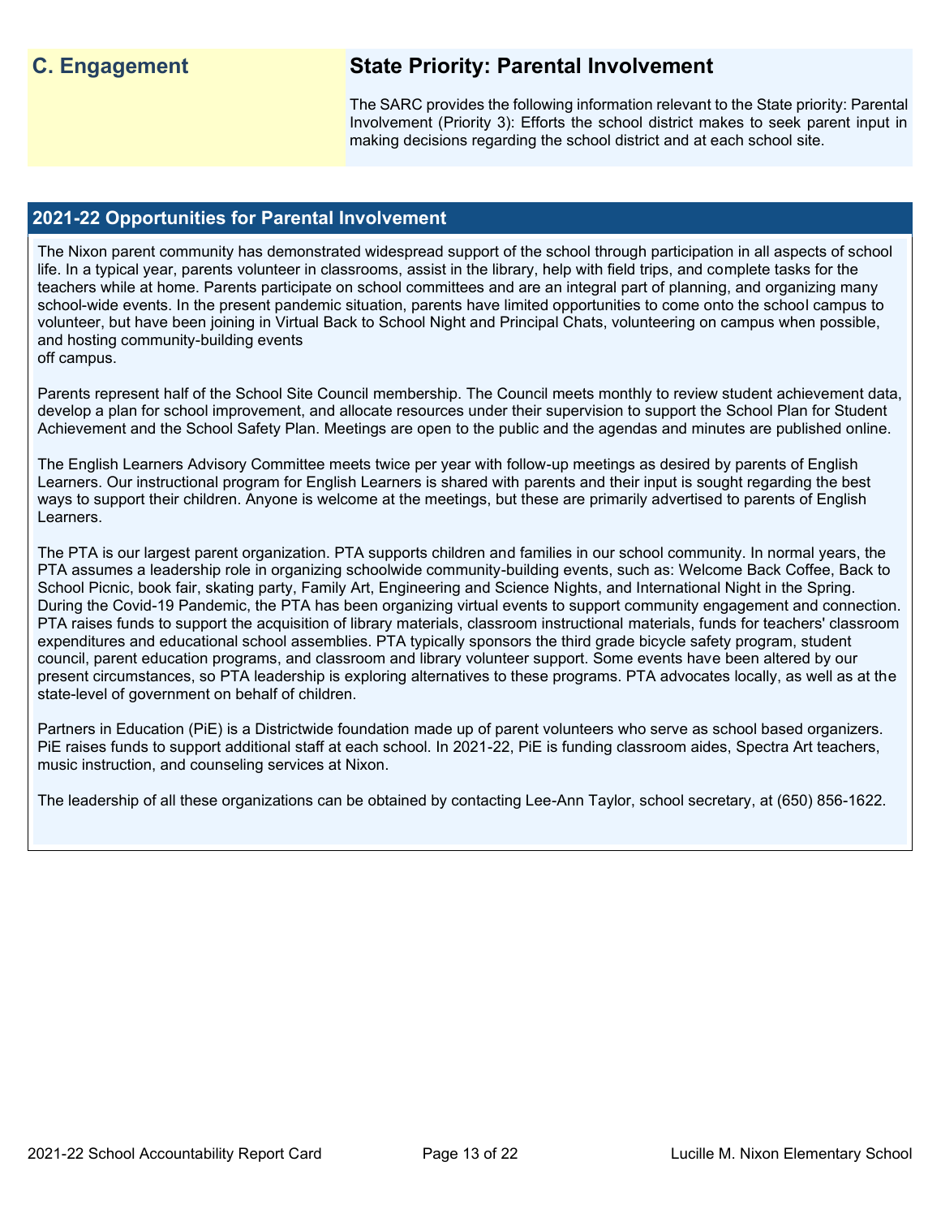## C. Engagement

## State Priority: Parental Involvement

The SARC provides the following information relevant to the State priority: Parental Involvement (Priority 3): Efforts the school district makes to seek parent input in making decisions regarding the school district and at each school site.

### 2021-22 Opportunities for Parental Involvement

The Nixon parent community has demonstrated widespread support of the school through participation in all aspects of school life. In a typical year, parents volunteer in classrooms, assist in the library, help with field trips, and complete tasks for the teachers while at home. Parents participate on school committees and are an integral part of planning, and organizing many school-wide events. In the present pandemic situation, parents have limited opportunities to come onto the school campus to volunteer, but have been joining in Virtual Back to School Night and Principal Chats, volunteering on campus when possible, and hosting community-building events off campus.

Parents represent half of the School Site Council membership. The Council meets monthly to review student achievement data, develop a plan for school improvement, and allocate resources under their supervision to support the School Plan for Student Achievement and the School Safety Plan. Meetings are open to the public and the agendas and minutes are published online.

The English Learners Advisory Committee meets twice per year with follow-up meetings as desired by parents of English Learners. Our instructional program for English Learners is shared with parents and their input is sought regarding the best ways to support their children. Anyone is welcome at the meetings, but these are primarily advertised to parents of English Learners.

The PTA is our largest parent organization. PTA supports children and families in our school community. In normal years, the PTA assumes a leadership role in organizing schoolwide community-building events, such as: Welcome Back Coffee, Back to School Picnic, book fair, skating party, Family Art, Engineering and Science Nights, and International Night in the Spring. During the Covid-19 Pandemic, the PTA has been organizing virtual events to support community engagement and connection. PTA raises funds to support the acquisition of library materials, classroom instructional materials, funds for teachers' classroom expenditures and educational school assemblies. PTA typically sponsors the third grade bicycle safety program, student council, parent education programs, and classroom and library volunteer support. Some events have been altered by our present circumstances, so PTA leadership is exploring alternatives to these programs. PTA advocates locally, as well as at the state-level of government on behalf of children.

Partners in Education (PiE) is a Districtwide foundation made up of parent volunteers who serve as school based organizers. PiE raises funds to support additional staff at each school. In 2021-22, PiE is funding classroom aides, Spectra Art teachers, music instruction, and counseling services at Nixon.

The leadership of all these organizations can be obtained by contacting Lee-Ann Taylor, school secretary, at (650) 856-1622.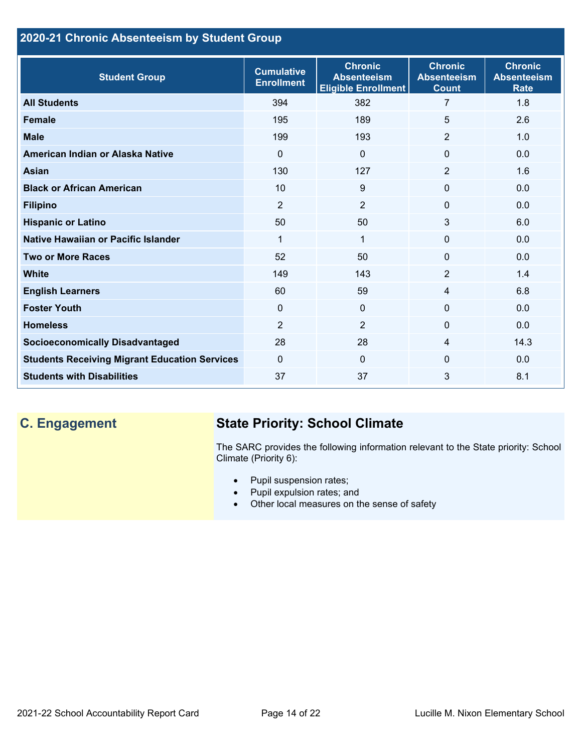## 2020-21 Chronic Absenteeism by Student Group

| Student Group | Cumulative Enrollment | Chronic Absenteeism Eligible Enrollment | Chronic Absenteeism Count | Chronic Absenteeism Rate |
|---|---|---|---|---|
| **All Students** | 394 | 382 | 7 | 1.8 |
| **Female** | 195 | 189 | 5 | 2.6 |
| **Male** | 199 | 193 | 2 | 1.0 |
| **American Indian or Alaska Native** | 0 | 0 | 0 | 0.0 |
| **Asian** | 130 | 127 | 2 | 1.6 |
| **Black or African American** | 10 | 9 | 0 | 0.0 |
| **Filipino** | 2 | 2 | 0 | 0.0 |
| **Hispanic or Latino** | 50 | 50 | 3 | 6.0 |
| **Native Hawaiian or Pacific Islander** | 1 | 1 | 0 | 0.0 |
| **Two or More Races** | 52 | 50 | 0 | 0.0 |
| **White** | 149 | 143 | 2 | 1.4 |
| **English Learners** | 60 | 59 | 4 | 6.8 |
| **Foster Youth** | 0 | 0 | 0 | 0.0 |
| **Homeless** | 2 | 2 | 0 | 0.0 |
| **Socioeconomically Disadvantaged** | 28 | 28 | 4 | 14.3 |
| **Students Receiving Migrant Education Services** | 0 | 0 | 0 | 0.0 |
| **Students with Disabilities** | 37 | 37 | 3 | 8.1 |

## C. Engagement

### State Priority: School Climate

The SARC provides the following information relevant to the State priority: School Climate (Priority 6):

- Pupil suspension rates;
- Pupil expulsion rates; and
- Other local measures on the sense of safety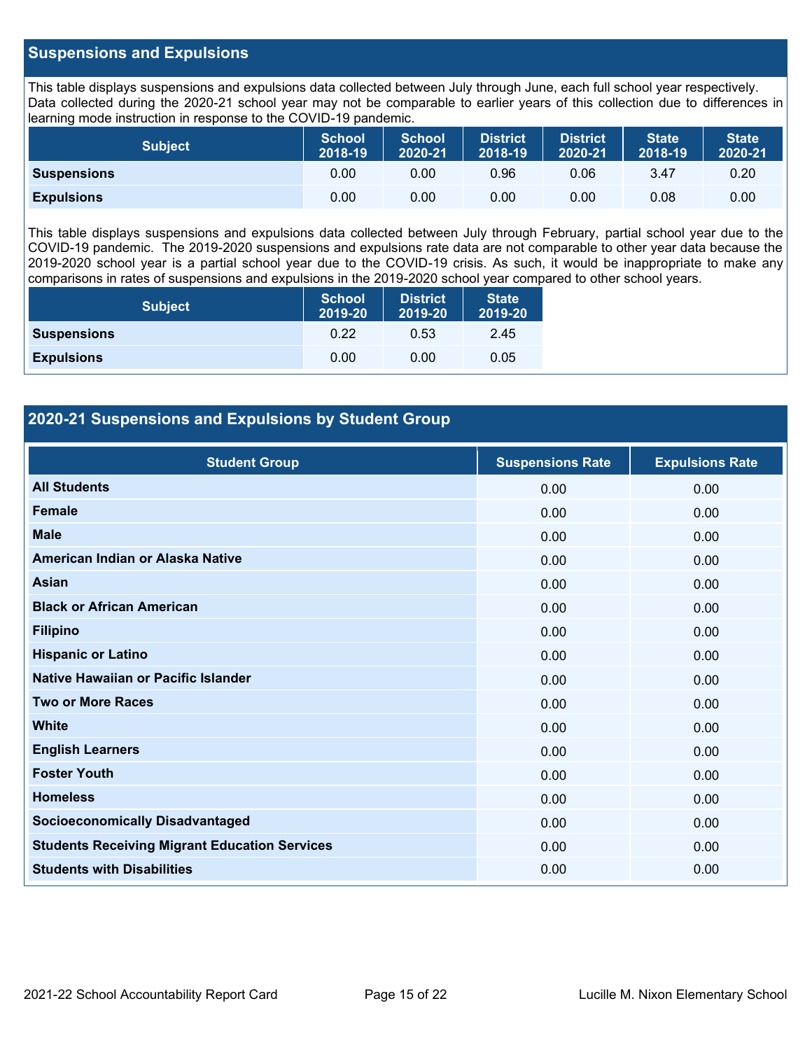## Suspensions and Expulsions

This table displays suspensions and expulsions data collected between July through June, each full school year respectively. Data collected during the 2020-21 school year may not be comparable to earlier years of this collection due to differences in learning mode instruction in response to the COVID-19 pandemic.

| Subject | School 2018-19 | School 2020-21 | District 2018-19 | District 2020-21 | State 2018-19 | State 2020-21 |
|---|---|---|---|---|---|---|
| **Suspensions** | 0.00 | 0.00 | 0.96 | 0.06 | 3.47 | 0.20 |
| **Expulsions** | 0.00 | 0.00 | 0.00 | 0.00 | 0.08 | 0.00 |

This table displays suspensions and expulsions data collected between July through February, partial school year due to the COVID-19 pandemic. The 2019-2020 suspensions and expulsions rate data are not comparable to other year data because the 2019-2020 school year is a partial school year due to the COVID-19 crisis. As such, it would be inappropriate to make any comparisons in rates of suspensions and expulsions in the 2019-2020 school year compared to other school years.

| Subject | School 2019-20 | District 2019-20 | State 2019-20 |
|---|---|---|---|
| **Suspensions** | 0.22 | 0.53 | 2.45 |
| **Expulsions** | 0.00 | 0.00 | 0.05 |

## 2020-21 Suspensions and Expulsions by Student Group

| Student Group | Suspensions Rate | Expulsions Rate |
|---|---|---|
| **All Students** | 0.00 | 0.00 |
| **Female** | 0.00 | 0.00 |
| **Male** | 0.00 | 0.00 |
| **American Indian or Alaska Native** | 0.00 | 0.00 |
| **Asian** | 0.00 | 0.00 |
| **Black or African American** | 0.00 | 0.00 |
| **Filipino** | 0.00 | 0.00 |
| **Hispanic or Latino** | 0.00 | 0.00 |
| **Native Hawaiian or Pacific Islander** | 0.00 | 0.00 |
| **Two or More Races** | 0.00 | 0.00 |
| **White** | 0.00 | 0.00 |
| **English Learners** | 0.00 | 0.00 |
| **Foster Youth** | 0.00 | 0.00 |
| **Homeless** | 0.00 | 0.00 |
| **Socioeconomically Disadvantaged** | 0.00 | 0.00 |
| **Students Receiving Migrant Education Services** | 0.00 | 0.00 |
| **Students with Disabilities** | 0.00 | 0.00 |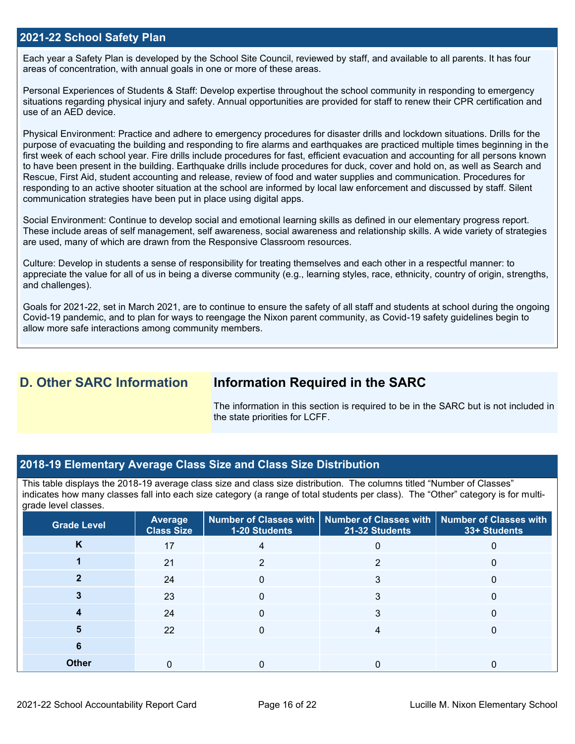## 2021-22 School Safety Plan

Each year a Safety Plan is developed by the School Site Council, reviewed by staff, and available to all parents. It has four areas of concentration, with annual goals in one or more of these areas.

Personal Experiences of Students & Staff: Develop expertise throughout the school community in responding to emergency situations regarding physical injury and safety. Annual opportunities are provided for staff to renew their CPR certification and use of an AED device.

Physical Environment: Practice and adhere to emergency procedures for disaster drills and lockdown situations. Drills for the purpose of evacuating the building and responding to fire alarms and earthquakes are practiced multiple times beginning in the first week of each school year. Fire drills include procedures for fast, efficient evacuation and accounting for all persons known to have been present in the building. Earthquake drills include procedures for duck, cover and hold on, as well as Search and Rescue, First Aid, student accounting and release, review of food and water supplies and communication. Procedures for responding to an active shooter situation at the school are informed by local law enforcement and discussed by staff. Silent communication strategies have been put in place using digital apps.

Social Environment: Continue to develop social and emotional learning skills as defined in our elementary progress report. These include areas of self management, self awareness, social awareness and relationship skills. A wide variety of strategies are used, many of which are drawn from the Responsive Classroom resources.

Culture: Develop in students a sense of responsibility for treating themselves and each other in a respectful manner: to appreciate the value for all of us in being a diverse community (e.g., learning styles, race, ethnicity, country of origin, strengths, and challenges).

Goals for 2021-22, set in March 2021, are to continue to ensure the safety of all staff and students at school during the ongoing Covid-19 pandemic, and to plan for ways to reengage the Nixon parent community, as Covid-19 safety guidelines begin to allow more safe interactions among community members.

## D. Other SARC Information

### Information Required in the SARC

The information in this section is required to be in the SARC but is not included in the state priorities for LCFF.

## 2018-19 Elementary Average Class Size and Class Size Distribution

This table displays the 2018-19 average class size and class size distribution. The columns titled "Number of Classes" indicates how many classes fall into each size category (a range of total students per class). The "Other" category is for multi-grade level classes.

| Grade Level | Average Class Size | Number of Classes with 1-20 Students | Number of Classes with 21-32 Students | Number of Classes with 33+ Students |
|---|---|---|---|---|
| K | 17 | 4 | 0 | 0 |
| 1 | 21 | 2 | 2 | 0 |
| 2 | 24 | 0 | 3 | 0 |
| 3 | 23 | 0 | 3 | 0 |
| 4 | 24 | 0 | 3 | 0 |
| 5 | 22 | 0 | 4 | 0 |
| 6 | | | | |
| Other | 0 | 0 | 0 | 0 |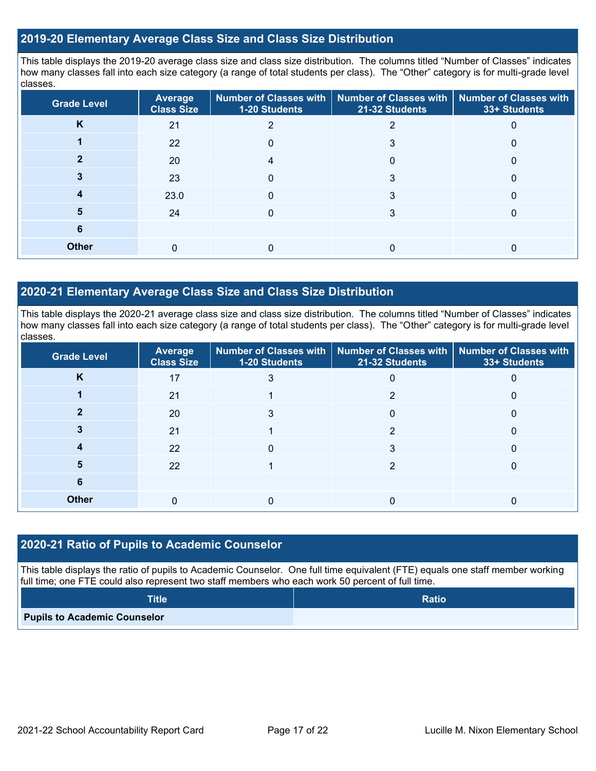## 2019-20 Elementary Average Class Size and Class Size Distribution

This table displays the 2019-20 average class size and class size distribution. The columns titled "Number of Classes" indicates how many classes fall into each size category (a range of total students per class). The "Other" category is for multi-grade level classes.

| Grade Level | Average Class Size | Number of Classes with 1-20 Students | Number of Classes with 21-32 Students | Number of Classes with 33+ Students |
|---|---|---|---|---|
| K | 21 | 2 | 2 | 0 |
| 1 | 22 | 0 | 3 | 0 |
| 2 | 20 | 4 | 0 | 0 |
| 3 | 23 | 0 | 3 | 0 |
| 4 | 23.0 | 0 | 3 | 0 |
| 5 | 24 | 0 | 3 | 0 |
| 6 | | | | |
| Other | 0 | 0 | 0 | 0 |

## 2020-21 Elementary Average Class Size and Class Size Distribution

This table displays the 2020-21 average class size and class size distribution. The columns titled "Number of Classes" indicates how many classes fall into each size category (a range of total students per class). The "Other" category is for multi-grade level classes.

| Grade Level | Average Class Size | Number of Classes with 1-20 Students | Number of Classes with 21-32 Students | Number of Classes with 33+ Students |
|---|---|---|---|---|
| K | 17 | 3 | 0 | 0 |
| 1 | 21 | 1 | 2 | 0 |
| 2 | 20 | 3 | 0 | 0 |
| 3 | 21 | 1 | 2 | 0 |
| 4 | 22 | 0 | 3 | 0 |
| 5 | 22 | 1 | 2 | 0 |
| 6 | | | | |
| Other | 0 | 0 | 0 | 0 |

## 2020-21 Ratio of Pupils to Academic Counselor

This table displays the ratio of pupils to Academic Counselor. One full time equivalent (FTE) equals one staff member working full time; one FTE could also represent two staff members who each work 50 percent of full time.

| Title | Ratio |
|---|---|
| **Pupils to Academic Counselor** | |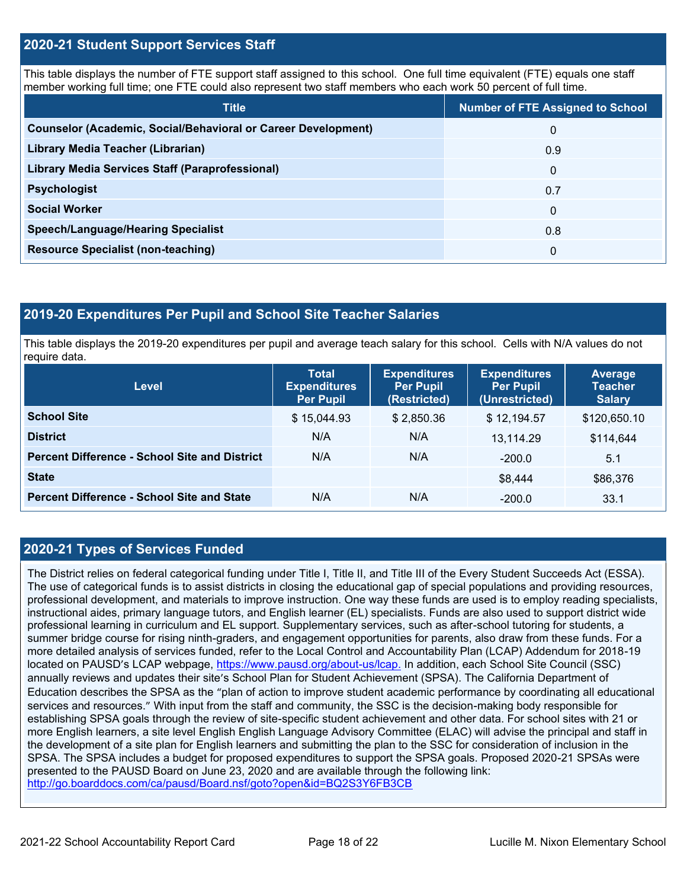## 2020-21 Student Support Services Staff

This table displays the number of FTE support staff assigned to this school. One full time equivalent (FTE) equals one staff member working full time; one FTE could also represent two staff members who each work 50 percent of full time.

| Title | Number of FTE Assigned to School |
|---|---|
| **Counselor (Academic, Social/Behavioral or Career Development)** | 0 |
| **Library Media Teacher (Librarian)** | 0.9 |
| **Library Media Services Staff (Paraprofessional)** | 0 |
| **Psychologist** | 0.7 |
| **Social Worker** | 0 |
| **Speech/Language/Hearing Specialist** | 0.8 |
| **Resource Specialist (non-teaching)** | 0 |

## 2019-20 Expenditures Per Pupil and School Site Teacher Salaries

This table displays the 2019-20 expenditures per pupil and average teach salary for this school. Cells with N/A values do not require data.

| Level | Total Expenditures Per Pupil | Expenditures Per Pupil (Restricted) | Expenditures Per Pupil (Unrestricted) | Average Teacher Salary |
|---|---|---|---|---|
| **School Site** | $ 15,044.93 | $ 2,850.36 | $ 12,194.57 | $120,650.10 |
| **District** | N/A | N/A | 13,114.29 | $114,644 |
| **Percent Difference - School Site and District** | N/A | N/A | -200.0 | 5.1 |
| **State** | | | $8,444 | $86,376 |
| **Percent Difference - School Site and State** | N/A | N/A | -200.0 | 33.1 |

## 2020-21 Types of Services Funded

The District relies on federal categorical funding under Title I, Title II, and Title III of the Every Student Succeeds Act (ESSA). The use of categorical funds is to assist districts in closing the educational gap of special populations and providing resources, professional development, and materials to improve instruction. One way these funds are used is to employ reading specialists, instructional aides, primary language tutors, and English learner (EL) specialists. Funds are also used to support district wide professional learning in curriculum and EL support. Supplementary services, such as after-school tutoring for students, a summer bridge course for rising ninth-graders, and engagement opportunities for parents, also draw from these funds. For a more detailed analysis of services funded, refer to the Local Control and Accountability Plan (LCAP) Addendum for 2018-19 located on PAUSD's LCAP webpage, https://www.pausd.org/about-us/lcap. In addition, each School Site Council (SSC) annually reviews and updates their site's School Plan for Student Achievement (SPSA). The California Department of Education describes the SPSA as the "plan of action to improve student academic performance by coordinating all educational services and resources." With input from the staff and community, the SSC is the decision-making body responsible for establishing SPSA goals through the review of site-specific student achievement and other data. For school sites with 21 or more English learners, a site level English English Language Advisory Committee (ELAC) will advise the principal and staff in the development of a site plan for English learners and submitting the plan to the SSC for consideration of inclusion in the SPSA. The SPSA includes a budget for proposed expenditures to support the SPSA goals. Proposed 2020-21 SPSAs were presented to the PAUSD Board on June 23, 2020 and are available through the following link: http://go.boarddocs.com/ca/pausd/Board.nsf/goto?open&id=BQ2S3Y6FB3CB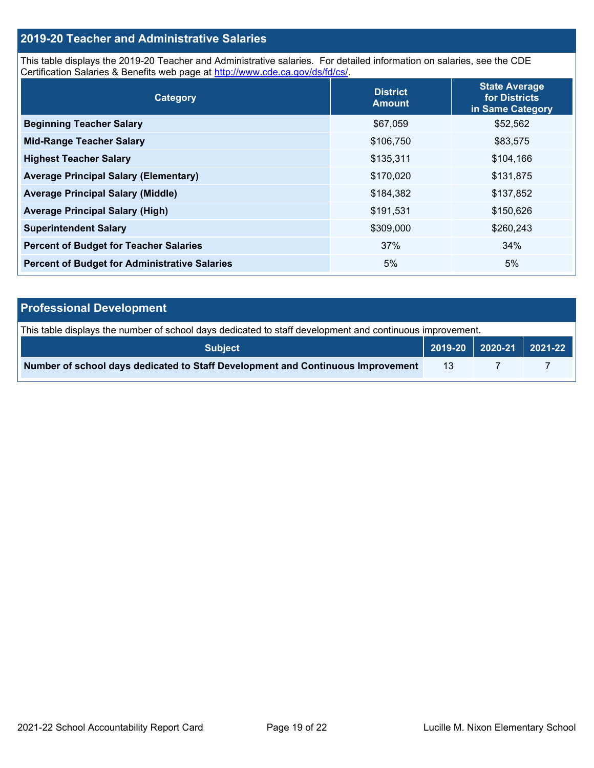## 2019-20 Teacher and Administrative Salaries

This table displays the 2019-20 Teacher and Administrative salaries. For detailed information on salaries, see the CDE Certification Salaries & Benefits web page at http://www.cde.ca.gov/ds/fd/cs/.

| Category | District Amount | State Average for Districts in Same Category |
|---|---|---|
| **Beginning Teacher Salary** | $67,059 | $52,562 |
| **Mid-Range Teacher Salary** | $106,750 | $83,575 |
| **Highest Teacher Salary** | $135,311 | $104,166 |
| **Average Principal Salary (Elementary)** | $170,020 | $131,875 |
| **Average Principal Salary (Middle)** | $184,382 | $137,852 |
| **Average Principal Salary (High)** | $191,531 | $150,626 |
| **Superintendent Salary** | $309,000 | $260,243 |
| **Percent of Budget for Teacher Salaries** | 37% | 34% |
| **Percent of Budget for Administrative Salaries** | 5% | 5% |

## Professional Development

This table displays the number of school days dedicated to staff development and continuous improvement.

| Subject | 2019-20 | 2020-21 | 2021-22 |
|---|---|---|---|
| **Number of school days dedicated to Staff Development and Continuous Improvement** | 13 | 7 | 7 |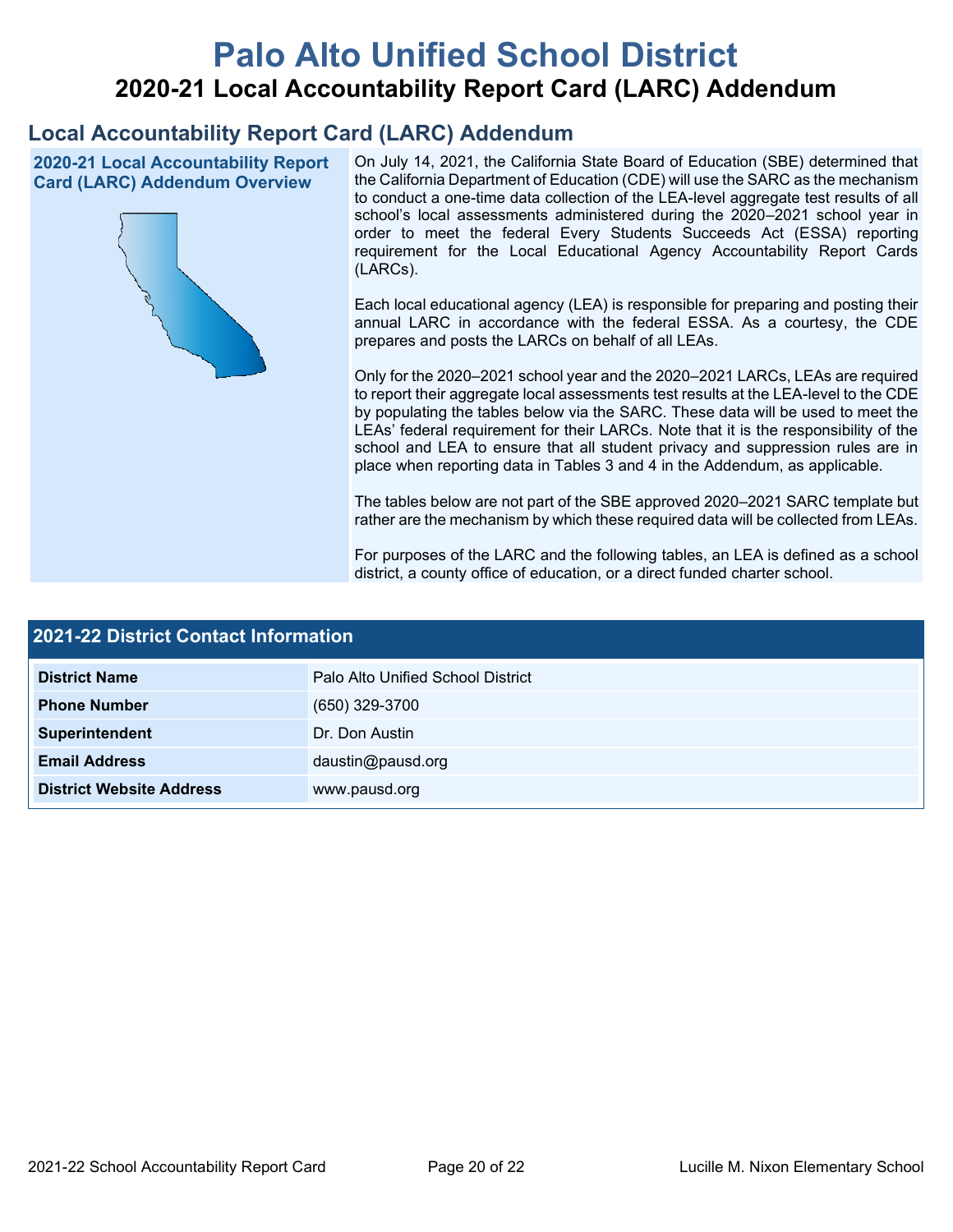# Palo Alto Unified School District

## 2020-21 Local Accountability Report Card (LARC) Addendum

## Local Accountability Report Card (LARC) Addendum

### 2020-21 Local Accountability Report Card (LARC) Addendum Overview

On July 14, 2021, the California State Board of Education (SBE) determined that the California Department of Education (CDE) will use the SARC as the mechanism to conduct a one-time data collection of the LEA-level aggregate test results of all school's local assessments administered during the 2020–2021 school year in order to meet the federal Every Students Succeeds Act (ESSA) reporting requirement for the Local Educational Agency Accountability Report Cards (LARCs).

Each local educational agency (LEA) is responsible for preparing and posting their annual LARC in accordance with the federal ESSA. As a courtesy, the CDE prepares and posts the LARCs on behalf of all LEAs.

Only for the 2020–2021 school year and the 2020–2021 LARCs, LEAs are required to report their aggregate local assessments test results at the LEA-level to the CDE by populating the tables below via the SARC. These data will be used to meet the LEAs' federal requirement for their LARCs. Note that it is the responsibility of the school and LEA to ensure that all student privacy and suppression rules are in place when reporting data in Tables 3 and 4 in the Addendum, as applicable.

The tables below are not part of the SBE approved 2020–2021 SARC template but rather are the mechanism by which these required data will be collected from LEAs.

For purposes of the LARC and the following tables, an LEA is defined as a school district, a county office of education, or a direct funded charter school.

| 2021-22 District Contact Information | |
|---|---|
| **District Name** | Palo Alto Unified School District |
| **Phone Number** | (650) 329-3700 |
| **Superintendent** | Dr. Don Austin |
| **Email Address** | daustin@pausd.org |
| **District Website Address** | www.pausd.org |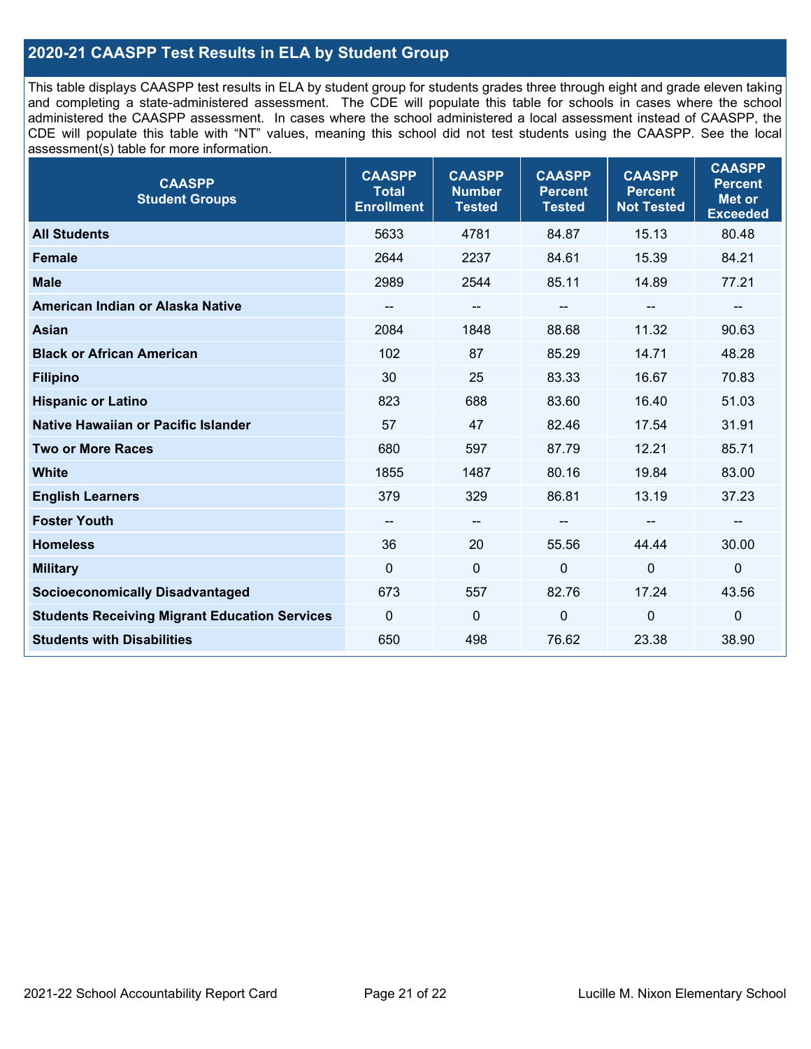## 2020-21 CAASPP Test Results in ELA by Student Group

This table displays CAASPP test results in ELA by student group for students grades three through eight and grade eleven taking and completing a state-administered assessment. The CDE will populate this table for schools in cases where the school administered the CAASPP assessment. In cases where the school administered a local assessment instead of CAASPP, the CDE will populate this table with "NT" values, meaning this school did not test students using the CAASPP. See the local assessment(s) table for more information.

| CAASPP Student Groups | CAASPP Total Enrollment | CAASPP Number Tested | CAASPP Percent Tested | CAASPP Percent Not Tested | CAASPP Percent Met or Exceeded |
|---|---|---|---|---|---|
| **All Students** | 5633 | 4781 | 84.87 | 15.13 | 80.48 |
| **Female** | 2644 | 2237 | 84.61 | 15.39 | 84.21 |
| **Male** | 2989 | 2544 | 85.11 | 14.89 | 77.21 |
| **American Indian or Alaska Native** | -- | -- | -- | -- | -- |
| **Asian** | 2084 | 1848 | 88.68 | 11.32 | 90.63 |
| **Black or African American** | 102 | 87 | 85.29 | 14.71 | 48.28 |
| **Filipino** | 30 | 25 | 83.33 | 16.67 | 70.83 |
| **Hispanic or Latino** | 823 | 688 | 83.60 | 16.40 | 51.03 |
| **Native Hawaiian or Pacific Islander** | 57 | 47 | 82.46 | 17.54 | 31.91 |
| **Two or More Races** | 680 | 597 | 87.79 | 12.21 | 85.71 |
| **White** | 1855 | 1487 | 80.16 | 19.84 | 83.00 |
| **English Learners** | 379 | 329 | 86.81 | 13.19 | 37.23 |
| **Foster Youth** | -- | -- | -- | -- | -- |
| **Homeless** | 36 | 20 | 55.56 | 44.44 | 30.00 |
| **Military** | 0 | 0 | 0 | 0 | 0 |
| **Socioeconomically Disadvantaged** | 673 | 557 | 82.76 | 17.24 | 43.56 |
| **Students Receiving Migrant Education Services** | 0 | 0 | 0 | 0 | 0 |
| **Students with Disabilities** | 650 | 498 | 76.62 | 23.38 | 38.90 |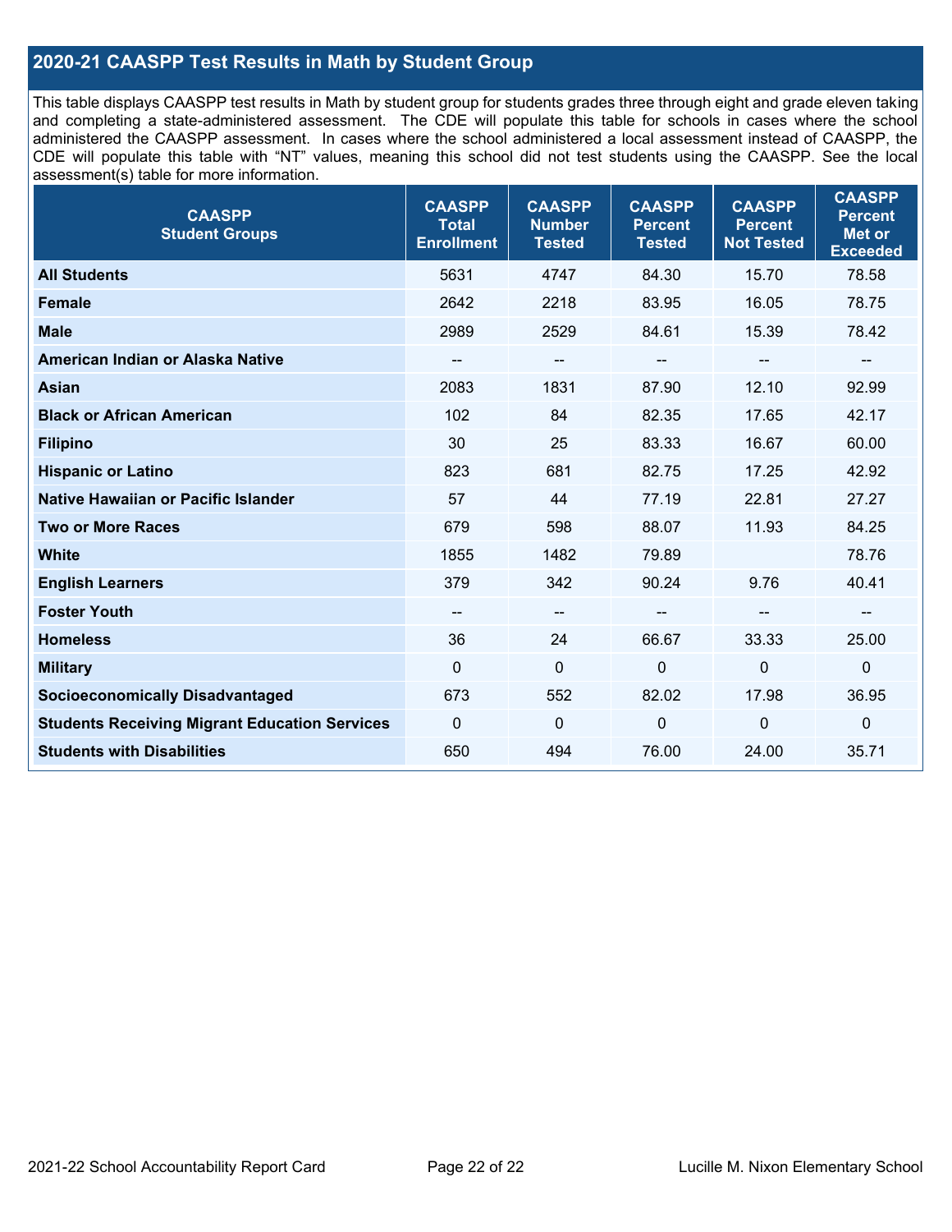## 2020-21 CAASPP Test Results in Math by Student Group

This table displays CAASPP test results in Math by student group for students grades three through eight and grade eleven taking and completing a state-administered assessment. The CDE will populate this table for schools in cases where the school administered the CAASPP assessment. In cases where the school administered a local assessment instead of CAASPP, the CDE will populate this table with "NT" values, meaning this school did not test students using the CAASPP. See the local assessment(s) table for more information.

| CAASPP Student Groups | CAASPP Total Enrollment | CAASPP Number Tested | CAASPP Percent Tested | CAASPP Percent Not Tested | CAASPP Percent Met or Exceeded |
|---|---|---|---|---|---|
| **All Students** | 5631 | 4747 | 84.30 | 15.70 | 78.58 |
| **Female** | 2642 | 2218 | 83.95 | 16.05 | 78.75 |
| **Male** | 2989 | 2529 | 84.61 | 15.39 | 78.42 |
| **American Indian or Alaska Native** | -- | -- | -- | -- | -- |
| **Asian** | 2083 | 1831 | 87.90 | 12.10 | 92.99 |
| **Black or African American** | 102 | 84 | 82.35 | 17.65 | 42.17 |
| **Filipino** | 30 | 25 | 83.33 | 16.67 | 60.00 |
| **Hispanic or Latino** | 823 | 681 | 82.75 | 17.25 | 42.92 |
| **Native Hawaiian or Pacific Islander** | 57 | 44 | 77.19 | 22.81 | 27.27 |
| **Two or More Races** | 679 | 598 | 88.07 | 11.93 | 84.25 |
| **White** | 1855 | 1482 | 79.89 | | 78.76 |
| **English Learners** | 379 | 342 | 90.24 | 9.76 | 40.41 |
| **Foster Youth** | -- | -- | -- | -- | -- |
| **Homeless** | 36 | 24 | 66.67 | 33.33 | 25.00 |
| **Military** | 0 | 0 | 0 | 0 | 0 |
| **Socioeconomically Disadvantaged** | 673 | 552 | 82.02 | 17.98 | 36.95 |
| **Students Receiving Migrant Education Services** | 0 | 0 | 0 | 0 | 0 |
| **Students with Disabilities** | 650 | 494 | 76.00 | 24.00 | 35.71 |